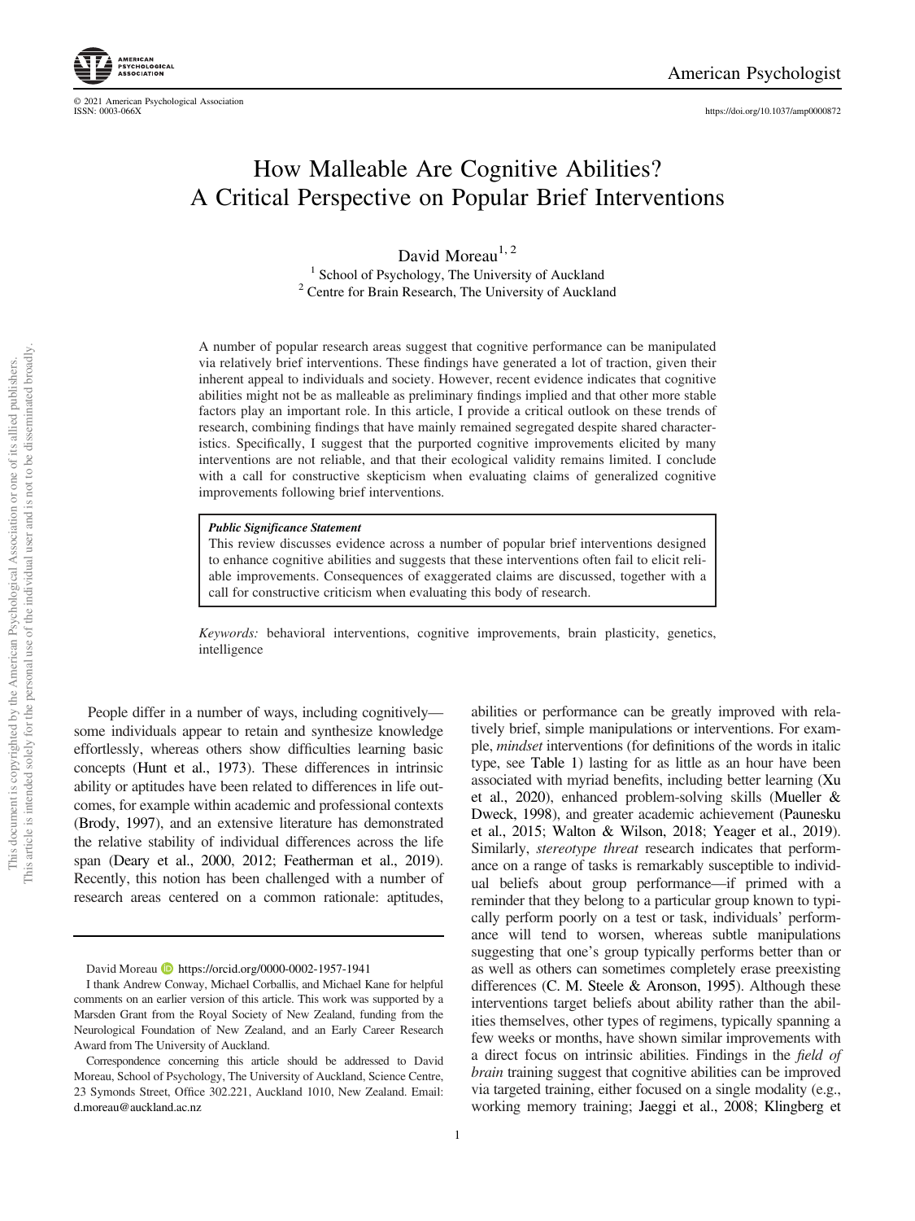# How Malleable Are Cognitive Abilities? A Critical Perspective on Popular Brief Interventions

David Moreau[1, 2]

[1] School of Psychology, The University of Auckland
[2] Centre for Brain Research, The University of Auckland

A number of popular research areas suggest that cognitive performance can be manipulated via relatively brief interventions. These findings have generated a lot of traction, given their inherent appeal to individuals and society. However, recent evidence indicates that cognitive abilities might not be as malleable as preliminary findings implied and that other more stable factors play an important role. In this article, I provide a critical outlook on these trends of research, combining findings that have mainly remained segregated despite shared characteristics. Specifically, I suggest that the purported cognitive improvements elicited by many interventions are not reliable, and that their ecological validity remains limited. I conclude with a call for constructive skepticism when evaluating claims of generalized cognitive improvements following brief interventions.

> ***Public Significance Statement***
> This review discusses evidence across a number of popular brief interventions designed to enhance cognitive abilities and suggests that these interventions often fail to elicit reliable improvements. Consequences of exaggerated claims are discussed, together with a call for constructive criticism when evaluating this body of research.

*Keywords:* behavioral interventions, cognitive improvements, brain plasticity, genetics, intelligence

People differ in a number of ways, including cognitively—some individuals appear to retain and synthesize knowledge effortlessly, whereas others show difficulties learning basic concepts (Hunt et al., 1973). These differences in intrinsic ability or aptitudes have been related to differences in life outcomes, for example within academic and professional contexts (Brody, 1997), and an extensive literature has demonstrated the relative stability of individual differences across the life span (Deary et al., 2000, 2012; Featherman et al., 2019). Recently, this notion has been challenged with a number of research areas centered on a common rationale: aptitudes, abilities or performance can be greatly improved with relatively brief, simple manipulations or interventions. For example, *mindset* interventions (for definitions of the words in italic type, see Table 1) lasting for as little as an hour have been associated with myriad benefits, including better learning (Xu et al., 2020), enhanced problem-solving skills (Mueller & Dweck, 1998), and greater academic achievement (Paunesku et al., 2015; Walton & Wilson, 2018; Yeager et al., 2019). Similarly, *stereotype threat* research indicates that performance on a range of tasks is remarkably susceptible to individual beliefs about group performance—if primed with a reminder that they belong to a particular group known to typically perform poorly on a test or task, individuals' performance will tend to worsen, whereas subtle manipulations suggesting that one's group typically performs better than or as well as others can sometimes completely erase preexisting differences (C. M. Steele & Aronson, 1995). Although these interventions target beliefs about ability rather than the abilities themselves, other types of regimens, typically spanning a few weeks or months, have shown similar improvements with a direct focus on intrinsic abilities. Findings in the *field of brain* training suggest that cognitive abilities can be improved via targeted training, either focused on a single modality (e.g., working memory training; Jaeggi et al., 2008; Klingberg et

---

David Moreau https://orcid.org/0000-0002-1957-1941

I thank Andrew Conway, Michael Corballis, and Michael Kane for helpful comments on an earlier version of this article. This work was supported by a Marsden Grant from the Royal Society of New Zealand, funding from the Neurological Foundation of New Zealand, and an Early Career Research Award from The University of Auckland.

Correspondence concerning this article should be addressed to David Moreau, School of Psychology, The University of Auckland, Science Centre, 23 Symonds Street, Office 302.221, Auckland 1010, New Zealand. Email: d.moreau@auckland.ac.nz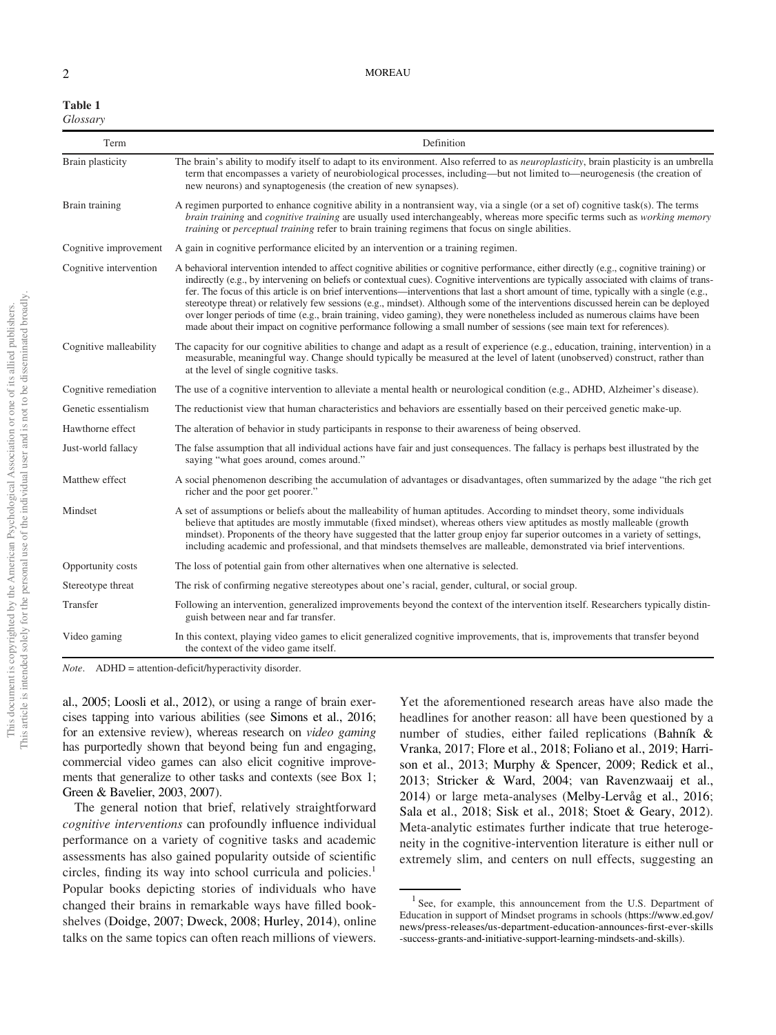**Table 1**
*Glossary*

| Term | Definition |
|---|---|
| Brain plasticity | The brain's ability to modify itself to adapt to its environment. Also referred to as *neuroplasticity*, brain plasticity is an umbrella term that encompasses a variety of neurobiological processes, including—but not limited to—neurogenesis (the creation of new neurons) and synaptogenesis (the creation of new synapses). |
| Brain training | A regimen purported to enhance cognitive ability in a nontransient way, via a single (or a set of) cognitive task(s). The terms *brain training* and *cognitive training* are usually used interchangeably, whereas more specific terms such as *working memory training* or *perceptual training* refer to brain training regimens that focus on single abilities. |
| Cognitive improvement | A gain in cognitive performance elicited by an intervention or a training regimen. |
| Cognitive intervention | A behavioral intervention intended to affect cognitive abilities or cognitive performance, either directly (e.g., cognitive training) or indirectly (e.g., by intervening on beliefs or contextual cues). Cognitive interventions are typically associated with claims of transfer. The focus of this article is on brief interventions—interventions that last a short amount of time, typically with a single (e.g., stereotype threat) or relatively few sessions (e.g., mindset). Although some of the interventions discussed herein can be deployed over longer periods of time (e.g., brain training, video gaming), they were nonetheless included as numerous claims have been made about their impact on cognitive performance following a small number of sessions (see main text for references). |
| Cognitive malleability | The capacity for our cognitive abilities to change and adapt as a result of experience (e.g., education, training, intervention) in a measurable, meaningful way. Change should typically be measured at the level of latent (unobserved) construct, rather than at the level of single cognitive tasks. |
| Cognitive remediation | The use of a cognitive intervention to alleviate a mental health or neurological condition (e.g., ADHD, Alzheimer's disease). |
| Genetic essentialism | The reductionist view that human characteristics and behaviors are essentially based on their perceived genetic make-up. |
| Hawthorne effect | The alteration of behavior in study participants in response to their awareness of being observed. |
| Just-world fallacy | The false assumption that all individual actions have fair and just consequences. The fallacy is perhaps best illustrated by the saying "what goes around, comes around." |
| Matthew effect | A social phenomenon describing the accumulation of advantages or disadvantages, often summarized by the adage "the rich get richer and the poor get poorer." |
| Mindset | A set of assumptions or beliefs about the malleability of human aptitudes. According to mindset theory, some individuals believe that aptitudes are mostly immutable (fixed mindset), whereas others view aptitudes as mostly malleable (growth mindset). Proponents of the theory have suggested that the latter group enjoy far superior outcomes in a variety of settings, including academic and professional, and that mindsets themselves are malleable, demonstrated via brief interventions. |
| Opportunity costs | The loss of potential gain from other alternatives when one alternative is selected. |
| Stereotype threat | The risk of confirming negative stereotypes about one's racial, gender, cultural, or social group. |
| Transfer | Following an intervention, generalized improvements beyond the context of the intervention itself. Researchers typically distinguish between near and far transfer. |
| Video gaming | In this context, playing video games to elicit generalized cognitive improvements, that is, improvements that transfer beyond the context of the video game itself. |

*Note*. ADHD = attention-deficit/hyperactivity disorder.

al., 2005; Loosli et al., 2012), or using a range of brain exercises tapping into various abilities (see Simons et al., 2016; for an extensive review), whereas research on *video gaming* has purportedly shown that beyond being fun and engaging, commercial video games can also elicit cognitive improvements that generalize to other tasks and contexts (see Box 1; Green & Bavelier, 2003, 2007).

The general notion that brief, relatively straightforward *cognitive interventions* can profoundly influence individual performance on a variety of cognitive tasks and academic assessments has also gained popularity outside of scientific circles, finding its way into school curricula and policies.[1] Popular books depicting stories of individuals who have changed their brains in remarkable ways have filled bookshelves (Doidge, 2007; Dweck, 2008; Hurley, 2014), online talks on the same topics can often reach millions of viewers. Yet the aforementioned research areas have also made the headlines for another reason: all have been questioned by a number of studies, either failed replications (Bahník & Vranka, 2017; Flore et al., 2018; Foliano et al., 2019; Harrison et al., 2013; Murphy & Spencer, 2009; Redick et al., 2013; Stricker & Ward, 2004; van Ravenzwaaij et al., 2014) or large meta-analyses (Melby-Lervåg et al., 2016; Sala et al., 2018; Sisk et al., 2018; Stoet & Geary, 2012). Meta-analytic estimates further indicate that true heterogeneity in the cognitive-intervention literature is either null or extremely slim, and centers on null effects, suggesting an

[1] See, for example, this announcement from the U.S. Department of Education in support of Mindset programs in schools (https://www.ed.gov/news/press-releases/us-department-education-announces-first-ever-skills-success-grants-and-initiative-support-learning-mindsets-and-skills).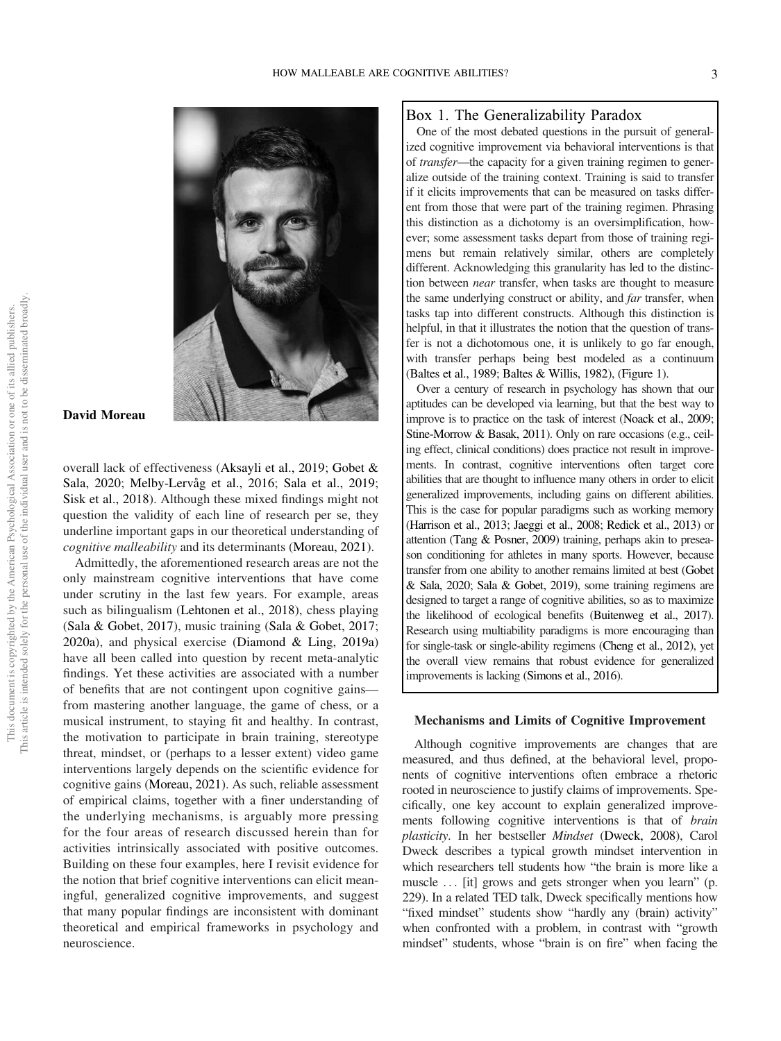**David Moreau**

overall lack of effectiveness (Aksayli et al., 2019; Gobet & Sala, 2020; Melby-Lervåg et al., 2016; Sala et al., 2019; Sisk et al., 2018). Although these mixed findings might not question the validity of each line of research per se, they underline important gaps in our theoretical understanding of *cognitive malleability* and its determinants (Moreau, 2021).

Admittedly, the aforementioned research areas are not the only mainstream cognitive interventions that have come under scrutiny in the last few years. For example, areas such as bilingualism (Lehtonen et al., 2018), chess playing (Sala & Gobet, 2017), music training (Sala & Gobet, 2017; 2020a), and physical exercise (Diamond & Ling, 2019a) have all been called into question by recent meta-analytic findings. Yet these activities are associated with a number of benefits that are not contingent upon cognitive gains—from mastering another language, the game of chess, or a musical instrument, to staying fit and healthy. In contrast, the motivation to participate in brain training, stereotype threat, mindset, or (perhaps to a lesser extent) video game interventions largely depends on the scientific evidence for cognitive gains (Moreau, 2021). As such, reliable assessment of empirical claims, together with a finer understanding of the underlying mechanisms, is arguably more pressing for the four areas of research discussed herein than for activities intrinsically associated with positive outcomes. Building on these four examples, here I revisit evidence for the notion that brief cognitive interventions can elicit meaningful, generalized cognitive improvements, and suggest that many popular findings are inconsistent with dominant theoretical and empirical frameworks in psychology and neuroscience.

> **Box 1. The Generalizability Paradox**
>
> One of the most debated questions in the pursuit of generalized cognitive improvement via behavioral interventions is that of *transfer*—the capacity for a given training regimen to generalize outside of the training context. Training is said to transfer if it elicits improvements that can be measured on tasks different from those that were part of the training regimen. Phrasing this distinction as a dichotomy is an oversimplification, however; some assessment tasks depart from those of training regimens but remain relatively similar, others are completely different. Acknowledging this granularity has led to the distinction between *near* transfer, when tasks are thought to measure the same underlying construct or ability, and *far* transfer, when tasks tap into different constructs. Although this distinction is helpful, in that it illustrates the notion that the question of transfer is not a dichotomous one, it is unlikely to go far enough, with transfer perhaps being best modeled as a continuum (Baltes et al., 1989; Baltes & Willis, 1982), (Figure 1).
>
> Over a century of research in psychology has shown that our aptitudes can be developed via learning, but that the best way to improve is to practice on the task of interest (Noack et al., 2009; Stine-Morrow & Basak, 2011). Only on rare occasions (e.g., ceiling effect, clinical conditions) does practice not result in improvements. In contrast, cognitive interventions often target core abilities that are thought to influence many others in order to elicit generalized improvements, including gains on different abilities. This is the case for popular paradigms such as working memory (Harrison et al., 2013; Jaeggi et al., 2008; Redick et al., 2013) or attention (Tang & Posner, 2009) training, perhaps akin to preseason conditioning for athletes in many sports. However, because transfer from one ability to another remains limited at best (Gobet & Sala, 2020; Sala & Gobet, 2019), some training regimens are designed to target a range of cognitive abilities, so as to maximize the likelihood of ecological benefits (Buitenweg et al., 2017). Research using multiability paradigms is more encouraging than for single-task or single-ability regimens (Cheng et al., 2012), yet the overall view remains that robust evidence for generalized improvements is lacking (Simons et al., 2016).

## Mechanisms and Limits of Cognitive Improvement

Although cognitive improvements are changes that are measured, and thus defined, at the behavioral level, proponents of cognitive interventions often embrace a rhetoric rooted in neuroscience to justify claims of improvements. Specifically, one key account to explain generalized improvements following cognitive interventions is that of *brain plasticity*. In her bestseller *Mindset* (Dweck, 2008), Carol Dweck describes a typical growth mindset intervention in which researchers tell students how "the brain is more like a muscle ... [it] grows and gets stronger when you learn" (p. 229). In a related TED talk, Dweck specifically mentions how "fixed mindset" students show "hardly any (brain) activity" when confronted with a problem, in contrast with "growth mindset" students, whose "brain is on fire" when facing the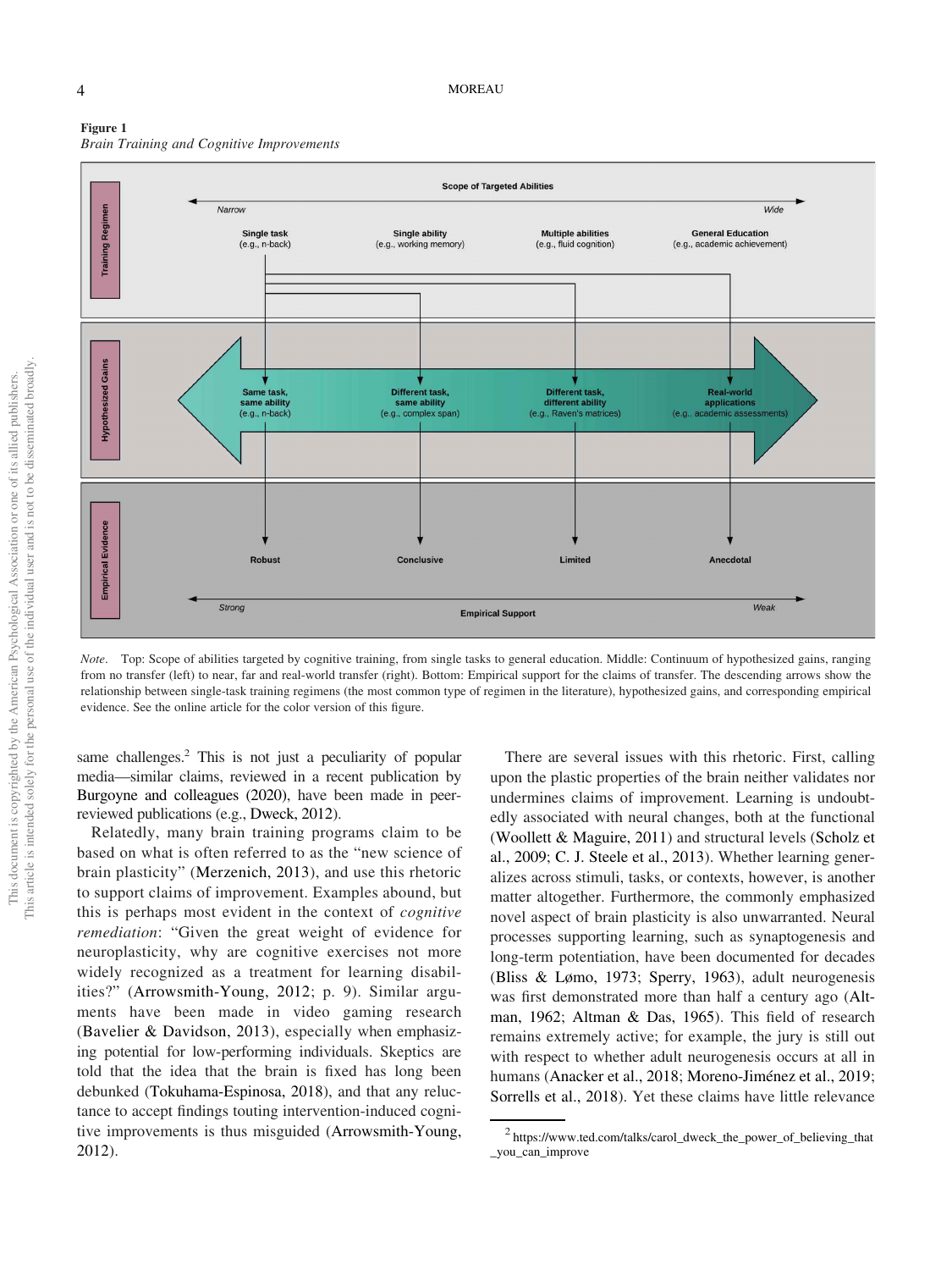**Figure 1**
*Brain Training and Cognitive Improvements*

*Note*. Top: Scope of abilities targeted by cognitive training, from single tasks to general education. Middle: Continuum of hypothesized gains, ranging from no transfer (left) to near, far and real-world transfer (right). Bottom: Empirical support for the claims of transfer. The descending arrows show the relationship between single-task training regimens (the most common type of regimen in the literature), hypothesized gains, and corresponding empirical evidence. See the online article for the color version of this figure.

same challenges.[2] This is not just a peculiarity of popular media—similar claims, reviewed in a recent publication by Burgoyne and colleagues (2020), have been made in peer-reviewed publications (e.g., Dweck, 2012).

Relatedly, many brain training programs claim to be based on what is often referred to as the "new science of brain plasticity" (Merzenich, 2013), and use this rhetoric to support claims of improvement. Examples abound, but this is perhaps most evident in the context of *cognitive remediation*: "Given the great weight of evidence for neuroplasticity, why are cognitive exercises not more widely recognized as a treatment for learning disabilities?" (Arrowsmith-Young, 2012; p. 9). Similar arguments have been made in video gaming research (Bavelier & Davidson, 2013), especially when emphasizing potential for low-performing individuals. Skeptics are told that the idea that the brain is fixed has long been debunked (Tokuhama-Espinosa, 2018), and that any reluctance to accept findings touting intervention-induced cognitive improvements is thus misguided (Arrowsmith-Young, 2012).

There are several issues with this rhetoric. First, calling upon the plastic properties of the brain neither validates nor undermines claims of improvement. Learning is undoubtedly associated with neural changes, both at the functional (Woollett & Maguire, 2011) and structural levels (Scholz et al., 2009; C. J. Steele et al., 2013). Whether learning generalizes across stimuli, tasks, or contexts, however, is another matter altogether. Furthermore, the commonly emphasized novel aspect of brain plasticity is also unwarranted. Neural processes supporting learning, such as synaptogenesis and long-term potentiation, have been documented for decades (Bliss & Lømo, 1973; Sperry, 1963), adult neurogenesis was first demonstrated more than half a century ago (Altman, 1962; Altman & Das, 1965). This field of research remains extremely active; for example, the jury is still out with respect to whether adult neurogenesis occurs at all in humans (Anacker et al., 2018; Moreno-Jiménez et al., 2019; Sorrells et al., 2018). Yet these claims have little relevance

[2] https://www.ted.com/talks/carol_dweck_the_power_of_believing_that_you_can_improve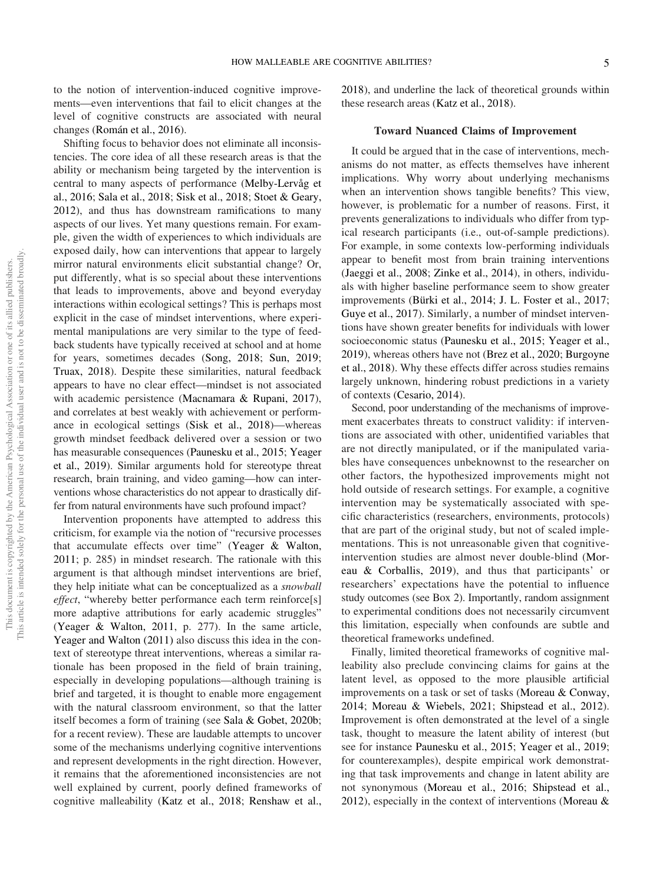to the notion of intervention-induced cognitive improvements—even interventions that fail to elicit changes at the level of cognitive constructs are associated with neural changes (Román et al., 2016).

Shifting focus to behavior does not eliminate all inconsistencies. The core idea of all these research areas is that the ability or mechanism being targeted by the intervention is central to many aspects of performance (Melby-Lervåg et al., 2016; Sala et al., 2018; Sisk et al., 2018; Stoet & Geary, 2012), and thus has downstream ramifications to many aspects of our lives. Yet many questions remain. For example, given the width of experiences to which individuals are exposed daily, how can interventions that appear to largely mirror natural environments elicit substantial change? Or, put differently, what is so special about these interventions that leads to improvements, above and beyond everyday interactions within ecological settings? This is perhaps most explicit in the case of mindset interventions, where experimental manipulations are very similar to the type of feedback students have typically received at school and at home for years, sometimes decades (Song, 2018; Sun, 2019; Truax, 2018). Despite these similarities, natural feedback appears to have no clear effect—mindset is not associated with academic persistence (Macnamara & Rupani, 2017), and correlates at best weakly with achievement or performance in ecological settings (Sisk et al., 2018)—whereas growth mindset feedback delivered over a session or two has measurable consequences (Paunesku et al., 2015; Yeager et al., 2019). Similar arguments hold for stereotype threat research, brain training, and video gaming—how can interventions whose characteristics do not appear to drastically differ from natural environments have such profound impact?

Intervention proponents have attempted to address this criticism, for example via the notion of "recursive processes that accumulate effects over time" (Yeager & Walton, 2011; p. 285) in mindset research. The rationale with this argument is that although mindset interventions are brief, they help initiate what can be conceptualized as a *snowball effect*, "whereby better performance each term reinforce[s] more adaptive attributions for early academic struggles" (Yeager & Walton, 2011, p. 277). In the same article, Yeager and Walton (2011) also discuss this idea in the context of stereotype threat interventions, whereas a similar rationale has been proposed in the field of brain training, especially in developing populations—although training is brief and targeted, it is thought to enable more engagement with the natural classroom environment, so that the latter itself becomes a form of training (see Sala & Gobet, 2020b; for a recent review). These are laudable attempts to uncover some of the mechanisms underlying cognitive interventions and represent developments in the right direction. However, it remains that the aforementioned inconsistencies are not well explained by current, poorly defined frameworks of cognitive malleability (Katz et al., 2018; Renshaw et al., 2018), and underline the lack of theoretical grounds within these research areas (Katz et al., 2018).

## Toward Nuanced Claims of Improvement

It could be argued that in the case of interventions, mechanisms do not matter, as effects themselves have inherent implications. Why worry about underlying mechanisms when an intervention shows tangible benefits? This view, however, is problematic for a number of reasons. First, it prevents generalizations to individuals who differ from typical research participants (i.e., out-of-sample predictions). For example, in some contexts low-performing individuals appear to benefit most from brain training interventions (Jaeggi et al., 2008; Zinke et al., 2014), in others, individuals with higher baseline performance seem to show greater improvements (Bürki et al., 2014; J. L. Foster et al., 2017; Guye et al., 2017). Similarly, a number of mindset interventions have shown greater benefits for individuals with lower socioeconomic status (Paunesku et al., 2015; Yeager et al., 2019), whereas others have not (Brez et al., 2020; Burgoyne et al., 2018). Why these effects differ across studies remains largely unknown, hindering robust predictions in a variety of contexts (Cesario, 2014).

Second, poor understanding of the mechanisms of improvement exacerbates threats to construct validity: if interventions are associated with other, unidentified variables that are not directly manipulated, or if the manipulated variables have consequences unbeknownst to the researcher on other factors, the hypothesized improvements might not hold outside of research settings. For example, a cognitive intervention may be systematically associated with specific characteristics (researchers, environments, protocols) that are part of the original study, but not of scaled implementations. This is not unreasonable given that cognitive-intervention studies are almost never double-blind (Moreau & Corballis, 2019), and thus that participants' or researchers' expectations have the potential to influence study outcomes (see Box 2). Importantly, random assignment to experimental conditions does not necessarily circumvent this limitation, especially when confounds are subtle and theoretical frameworks undefined.

Finally, limited theoretical frameworks of cognitive malleability also preclude convincing claims for gains at the latent level, as opposed to the more plausible artificial improvements on a task or set of tasks (Moreau & Conway, 2014; Moreau & Wiebels, 2021; Shipstead et al., 2012). Improvement is often demonstrated at the level of a single task, thought to measure the latent ability of interest (but see for instance Paunesku et al., 2015; Yeager et al., 2019; for counterexamples), despite empirical work demonstrating that task improvements and change in latent ability are not synonymous (Moreau et al., 2016; Shipstead et al., 2012), especially in the context of interventions (Moreau &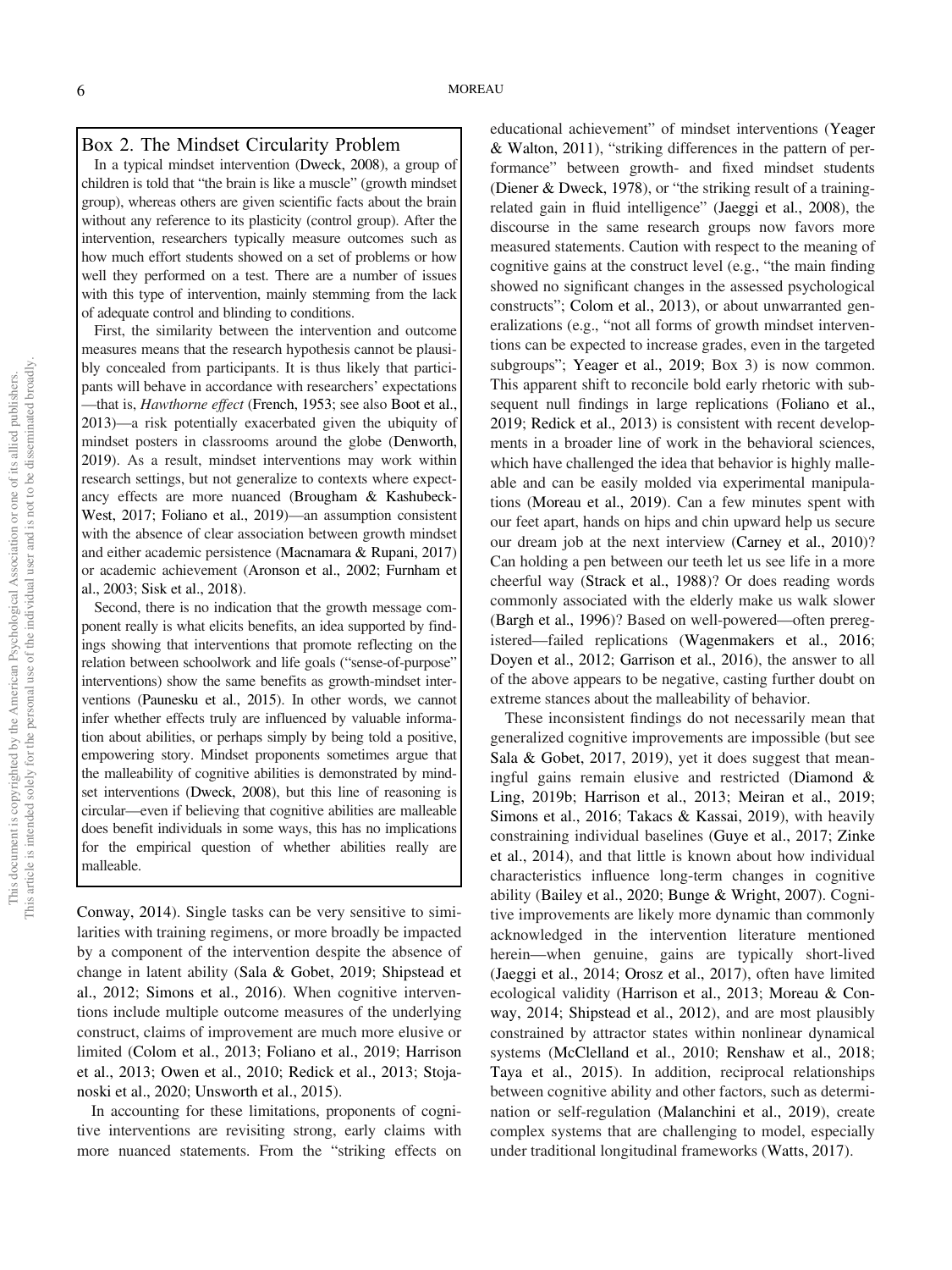## Box 2. The Mindset Circularity Problem

In a typical mindset intervention (Dweck, 2008), a group of children is told that "the brain is like a muscle" (growth mindset group), whereas others are given scientific facts about the brain without any reference to its plasticity (control group). After the intervention, researchers typically measure outcomes such as how much effort students showed on a set of problems or how well they performed on a test. There are a number of issues with this type of intervention, mainly stemming from the lack of adequate control and blinding to conditions.

First, the similarity between the intervention and outcome measures means that the research hypothesis cannot be plausibly concealed from participants. It is thus likely that participants will behave in accordance with researchers' expectations—that is, *Hawthorne effect* (French, 1953; see also Boot et al., 2013)—a risk potentially exacerbated given the ubiquity of mindset posters in classrooms around the globe (Denworth, 2019). As a result, mindset interventions may work within research settings, but not generalize to contexts where expectancy effects are more nuanced (Brougham & Kashubeck-West, 2017; Foliano et al., 2019)—an assumption consistent with the absence of clear association between growth mindset and either academic persistence (Macnamara & Rupani, 2017) or academic achievement (Aronson et al., 2002; Furnham et al., 2003; Sisk et al., 2018).

Second, there is no indication that the growth message component really is what elicits benefits, an idea supported by findings showing that interventions that promote reflecting on the relation between schoolwork and life goals ("sense-of-purpose" interventions) show the same benefits as growth-mindset interventions (Paunesku et al., 2015). In other words, we cannot infer whether effects truly are influenced by valuable information about abilities, or perhaps simply by being told a positive, empowering story. Mindset proponents sometimes argue that the malleability of cognitive abilities is demonstrated by mindset interventions (Dweck, 2008), but this line of reasoning is circular—even if believing that cognitive abilities are malleable does benefit individuals in some ways, this has no implications for the empirical question of whether abilities really are malleable.

Conway, 2014). Single tasks can be very sensitive to similarities with training regimens, or more broadly be impacted by a component of the intervention despite the absence of change in latent ability (Sala & Gobet, 2019; Shipstead et al., 2012; Simons et al., 2016). When cognitive interventions include multiple outcome measures of the underlying construct, claims of improvement are much more elusive or limited (Colom et al., 2013; Foliano et al., 2019; Harrison et al., 2013; Owen et al., 2010; Redick et al., 2013; Stojanoski et al., 2020; Unsworth et al., 2015).

In accounting for these limitations, proponents of cognitive interventions are revisiting strong, early claims with more nuanced statements. From the "striking effects on educational achievement" of mindset interventions (Yeager & Walton, 2011), "striking differences in the pattern of performance" between growth- and fixed mindset students (Diener & Dweck, 1978), or "the striking result of a training-related gain in fluid intelligence" (Jaeggi et al., 2008), the discourse in the same research groups now favors more measured statements. Caution with respect to the meaning of cognitive gains at the construct level (e.g., "the main finding showed no significant changes in the assessed psychological constructs"; Colom et al., 2013), or about unwarranted generalizations (e.g., "not all forms of growth mindset interventions can be expected to increase grades, even in the targeted subgroups"; Yeager et al., 2019; Box 3) is now common. This apparent shift to reconcile bold early rhetoric with subsequent null findings in large replications (Foliano et al., 2019; Redick et al., 2013) is consistent with recent developments in a broader line of work in the behavioral sciences, which have challenged the idea that behavior is highly malleable and can be easily molded via experimental manipulations (Moreau et al., 2019). Can a few minutes spent with our feet apart, hands on hips and chin upward help us secure our dream job at the next interview (Carney et al., 2010)? Can holding a pen between our teeth let us see life in a more cheerful way (Strack et al., 1988)? Or does reading words commonly associated with the elderly make us walk slower (Bargh et al., 1996)? Based on well-powered—often preregistered—failed replications (Wagenmakers et al., 2016; Doyen et al., 2012; Garrison et al., 2016), the answer to all of the above appears to be negative, casting further doubt on extreme stances about the malleability of behavior.

These inconsistent findings do not necessarily mean that generalized cognitive improvements are impossible (but see Sala & Gobet, 2017, 2019), yet it does suggest that meaningful gains remain elusive and restricted (Diamond & Ling, 2019b; Harrison et al., 2013; Meiran et al., 2019; Simons et al., 2016; Takacs & Kassai, 2019), with heavily constraining individual baselines (Guye et al., 2017; Zinke et al., 2014), and that little is known about how individual characteristics influence long-term changes in cognitive ability (Bailey et al., 2020; Bunge & Wright, 2007). Cognitive improvements are likely more dynamic than commonly acknowledged in the intervention literature mentioned herein—when genuine, gains are typically short-lived (Jaeggi et al., 2014; Orosz et al., 2017), often have limited ecological validity (Harrison et al., 2013; Moreau & Conway, 2014; Shipstead et al., 2012), and are most plausibly constrained by attractor states within nonlinear dynamical systems (McClelland et al., 2010; Renshaw et al., 2018; Taya et al., 2015). In addition, reciprocal relationships between cognitive ability and other factors, such as determination or self-regulation (Malanchini et al., 2019), create complex systems that are challenging to model, especially under traditional longitudinal frameworks (Watts, 2017).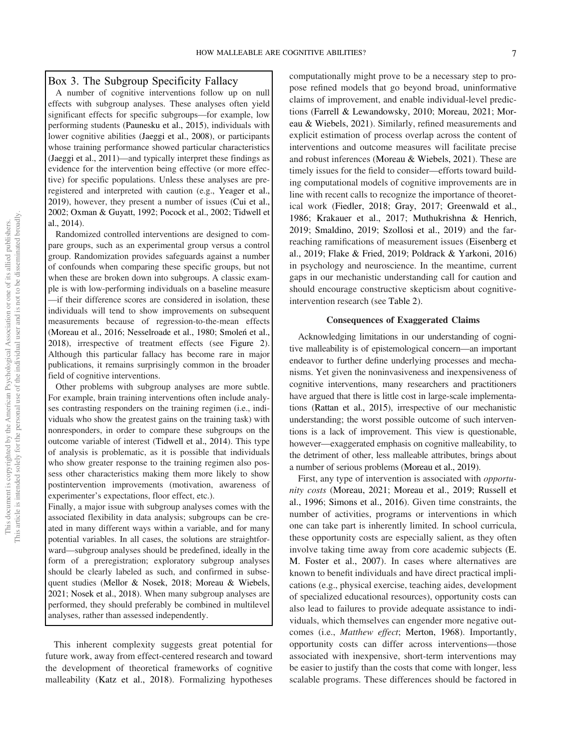### Box 3. The Subgroup Specificity Fallacy

A number of cognitive interventions follow up on null effects with subgroup analyses. These analyses often yield significant effects for specific subgroups—for example, low performing students (Paunesku et al., 2015), individuals with lower cognitive abilities (Jaeggi et al., 2008), or participants whose training performance showed particular characteristics (Jaeggi et al., 2011)—and typically interpret these findings as evidence for the intervention being effective (or more effective) for specific populations. Unless these analyses are preregistered and interpreted with caution (e.g., Yeager et al., 2019), however, they present a number of issues (Cui et al., 2002; Oxman & Guyatt, 1992; Pocock et al., 2002; Tidwell et al., 2014).

Randomized controlled interventions are designed to compare groups, such as an experimental group versus a control group. Randomization provides safeguards against a number of confounds when comparing these specific groups, but not when these are broken down into subgroups. A classic example is with low-performing individuals on a baseline measure —if their difference scores are considered in isolation, these individuals will tend to show improvements on subsequent measurements because of regression-to-the-mean effects (Moreau et al., 2016; Nesselroade et al., 1980; Smoleń et al., 2018), irrespective of treatment effects (see Figure 2). Although this particular fallacy has become rare in major publications, it remains surprisingly common in the broader field of cognitive interventions.

Other problems with subgroup analyses are more subtle. For example, brain training interventions often include analyses contrasting responders on the training regimen (i.e., individuals who show the greatest gains on the training task) with nonresponders, in order to compare these subgroups on the outcome variable of interest (Tidwell et al., 2014). This type of analysis is problematic, as it is possible that individuals who show greater response to the training regimen also possess other characteristics making them more likely to show postintervention improvements (motivation, awareness of experimenter's expectations, floor effect, etc.).

Finally, a major issue with subgroup analyses comes with the associated flexibility in data analysis; subgroups can be created in many different ways within a variable, and for many potential variables. In all cases, the solutions are straightforward—subgroup analyses should be predefined, ideally in the form of a preregistration; exploratory subgroup analyses should be clearly labeled as such, and confirmed in subsequent studies (Mellor & Nosek, 2018; Moreau & Wiebels, 2021; Nosek et al., 2018). When many subgroup analyses are performed, they should preferably be combined in multilevel analyses, rather than assessed independently.

This inherent complexity suggests great potential for future work, away from effect-centered research and toward the development of theoretical frameworks of cognitive malleability (Katz et al., 2018). Formalizing hypotheses computationally might prove to be a necessary step to propose refined models that go beyond broad, uninformative claims of improvement, and enable individual-level predictions (Farrell & Lewandowsky, 2010; Moreau, 2021; Moreau & Wiebels, 2021). Similarly, refined measurements and explicit estimation of process overlap across the content of interventions and outcome measures will facilitate precise and robust inferences (Moreau & Wiebels, 2021). These are timely issues for the field to consider—efforts toward building computational models of cognitive improvements are in line with recent calls to recognize the importance of theoretical work (Fiedler, 2018; Gray, 2017; Greenwald et al., 1986; Krakauer et al., 2017; Muthukrishna & Henrich, 2019; Smaldino, 2019; Szollosi et al., 2019) and the far-reaching ramifications of measurement issues (Eisenberg et al., 2019; Flake & Fried, 2019; Poldrack & Yarkoni, 2016) in psychology and neuroscience. In the meantime, current gaps in our mechanistic understanding call for caution and should encourage constructive skepticism about cognitive-intervention research (see Table 2).

## Consequences of Exaggerated Claims

Acknowledging limitations in our understanding of cognitive malleability is of epistemological concern—an important endeavor to further define underlying processes and mechanisms. Yet given the noninvasiveness and inexpensiveness of cognitive interventions, many researchers and practitioners have argued that there is little cost in large-scale implementations (Rattan et al., 2015), irrespective of our mechanistic understanding; the worst possible outcome of such interventions is a lack of improvement. This view is questionable, however—exaggerated emphasis on cognitive malleability, to the detriment of other, less malleable attributes, brings about a number of serious problems (Moreau et al., 2019).

First, any type of intervention is associated with *opportunity costs* (Moreau, 2021; Moreau et al., 2019; Russell et al., 1996; Simons et al., 2016). Given time constraints, the number of activities, programs or interventions in which one can take part is inherently limited. In school curricula, these opportunity costs are especially salient, as they often involve taking time away from core academic subjects (E. M. Foster et al., 2007). In cases where alternatives are known to benefit individuals and have direct practical implications (e.g., physical exercise, teaching aides, development of specialized educational resources), opportunity costs can also lead to failures to provide adequate assistance to individuals, which themselves can engender more negative outcomes (i.e., *Matthew effect*; Merton, 1968). Importantly, opportunity costs can differ across interventions—those associated with inexpensive, short-term interventions may be easier to justify than the costs that come with longer, less scalable programs. These differences should be factored in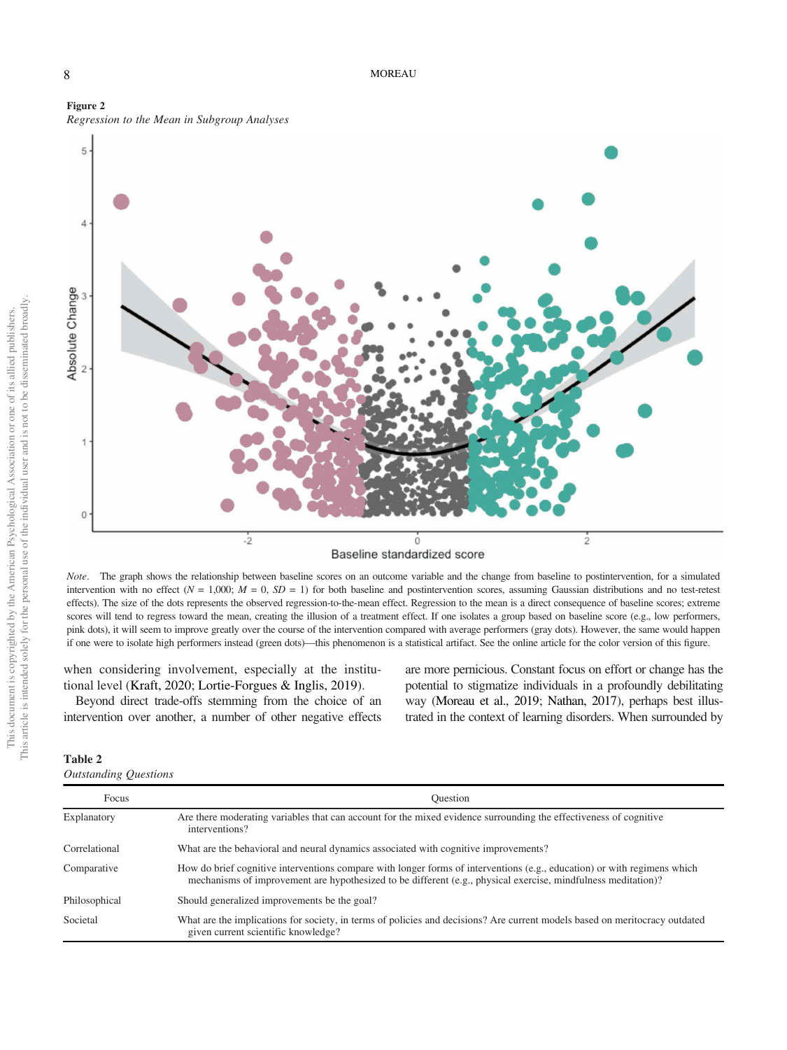**Figure 2**

*Regression to the Mean in Subgroup Analyses*

*Note*. The graph shows the relationship between baseline scores on an outcome variable and the change from baseline to postintervention, for a simulated intervention with no effect ($N$ = 1,000; $M$ = 0, $SD$ = 1) for both baseline and postintervention scores, assuming Gaussian distributions and no test-retest effects). The size of the dots represents the observed regression-to-the-mean effect. Regression to the mean is a direct consequence of baseline scores; extreme scores will tend to regress toward the mean, creating the illusion of a treatment effect. If one isolates a group based on baseline score (e.g., low performers, pink dots), it will seem to improve greatly over the course of the intervention compared with average performers (gray dots). However, the same would happen if one were to isolate high performers instead (green dots)—this phenomenon is a statistical artifact. See the online article for the color version of this figure.

when considering involvement, especially at the institutional level (Kraft, 2020; Lortie-Forgues & Inglis, 2019).

Beyond direct trade-offs stemming from the choice of an intervention over another, a number of other negative effects are more pernicious. Constant focus on effort or change has the potential to stigmatize individuals in a profoundly debilitating way (Moreau et al., 2019; Nathan, 2017), perhaps best illustrated in the context of learning disorders. When surrounded by

**Table 2**

*Outstanding Questions*

| Focus | Question |
|---|---|
| Explanatory | Are there moderating variables that can account for the mixed evidence surrounding the effectiveness of cognitive interventions? |
| Correlational | What are the behavioral and neural dynamics associated with cognitive improvements? |
| Comparative | How do brief cognitive interventions compare with longer forms of interventions (e.g., education) or with regimens which mechanisms of improvement are hypothesized to be different (e.g., physical exercise, mindfulness meditation)? |
| Philosophical | Should generalized improvements be the goal? |
| Societal | What are the implications for society, in terms of policies and decisions? Are current models based on meritocracy outdated given current scientific knowledge? |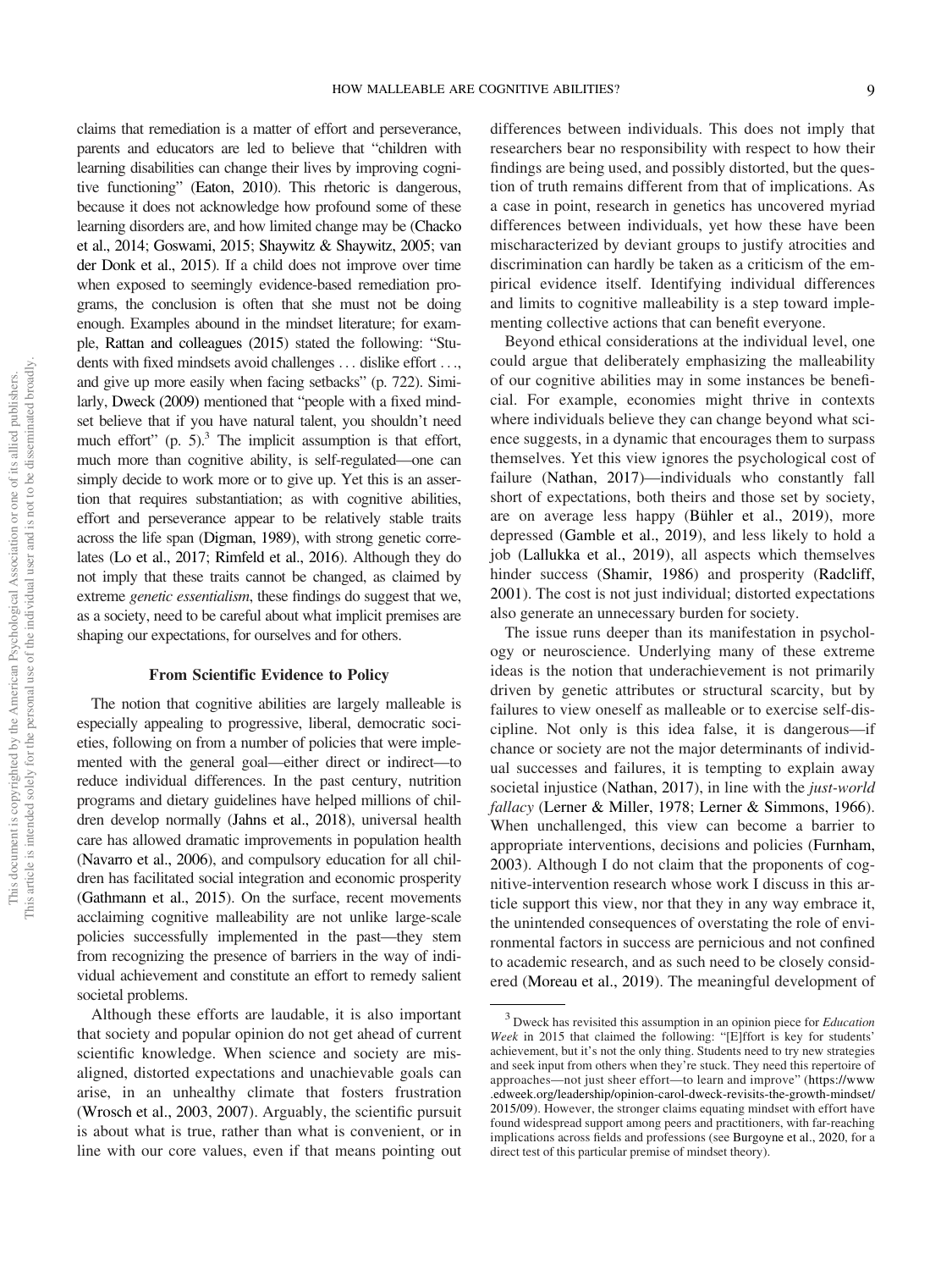claims that remediation is a matter of effort and perseverance, parents and educators are led to believe that "children with learning disabilities can change their lives by improving cognitive functioning" (Eaton, 2010). This rhetoric is dangerous, because it does not acknowledge how profound some of these learning disorders are, and how limited change may be (Chacko et al., 2014; Goswami, 2015; Shaywitz & Shaywitz, 2005; van der Donk et al., 2015). If a child does not improve over time when exposed to seemingly evidence-based remediation programs, the conclusion is often that she must not be doing enough. Examples abound in the mindset literature; for example, Rattan and colleagues (2015) stated the following: "Students with fixed mindsets avoid challenges . . . dislike effort . . ., and give up more easily when facing setbacks" (p. 722). Similarly, Dweck (2009) mentioned that "people with a fixed mindset believe that if you have natural talent, you shouldn't need much effort" (p. 5).[3] The implicit assumption is that effort, much more than cognitive ability, is self-regulated—one can simply decide to work more or to give up. Yet this is an assertion that requires substantiation; as with cognitive abilities, effort and perseverance appear to be relatively stable traits across the life span (Digman, 1989), with strong genetic correlates (Lo et al., 2017; Rimfeld et al., 2016). Although they do not imply that these traits cannot be changed, as claimed by extreme *genetic essentialism*, these findings do suggest that we, as a society, need to be careful about what implicit premises are shaping our expectations, for ourselves and for others.

## From Scientific Evidence to Policy

The notion that cognitive abilities are largely malleable is especially appealing to progressive, liberal, democratic societies, following on from a number of policies that were implemented with the general goal—either direct or indirect—to reduce individual differences. In the past century, nutrition programs and dietary guidelines have helped millions of children develop normally (Jahns et al., 2018), universal health care has allowed dramatic improvements in population health (Navarro et al., 2006), and compulsory education for all children has facilitated social integration and economic prosperity (Gathmann et al., 2015). On the surface, recent movements acclaiming cognitive malleability are not unlike large-scale policies successfully implemented in the past—they stem from recognizing the presence of barriers in the way of individual achievement and constitute an effort to remedy salient societal problems.

Although these efforts are laudable, it is also important that society and popular opinion do not get ahead of current scientific knowledge. When science and society are misaligned, distorted expectations and unachievable goals can arise, in an unhealthy climate that fosters frustration (Wrosch et al., 2003, 2007). Arguably, the scientific pursuit is about what is true, rather than what is convenient, or in line with our core values, even if that means pointing out differences between individuals. This does not imply that researchers bear no responsibility with respect to how their findings are being used, and possibly distorted, but the question of truth remains different from that of implications. As a case in point, research in genetics has uncovered myriad differences between individuals, yet how these have been mischaracterized by deviant groups to justify atrocities and discrimination can hardly be taken as a criticism of the empirical evidence itself. Identifying individual differences and limits to cognitive malleability is a step toward implementing collective actions that can benefit everyone.

Beyond ethical considerations at the individual level, one could argue that deliberately emphasizing the malleability of our cognitive abilities may in some instances be beneficial. For example, economies might thrive in contexts where individuals believe they can change beyond what science suggests, in a dynamic that encourages them to surpass themselves. Yet this view ignores the psychological cost of failure (Nathan, 2017)—individuals who constantly fall short of expectations, both theirs and those set by society, are on average less happy (Bühler et al., 2019), more depressed (Gamble et al., 2019), and less likely to hold a job (Lallukka et al., 2019), all aspects which themselves hinder success (Shamir, 1986) and prosperity (Radcliff, 2001). The cost is not just individual; distorted expectations also generate an unnecessary burden for society.

The issue runs deeper than its manifestation in psychology or neuroscience. Underlying many of these extreme ideas is the notion that underachievement is not primarily driven by genetic attributes or structural scarcity, but by failures to view oneself as malleable or to exercise self-discipline. Not only is this idea false, it is dangerous—if chance or society are not the major determinants of individual successes and failures, it is tempting to explain away societal injustice (Nathan, 2017), in line with the *just-world fallacy* (Lerner & Miller, 1978; Lerner & Simmons, 1966). When unchallenged, this view can become a barrier to appropriate interventions, decisions and policies (Furnham, 2003). Although I do not claim that the proponents of cognitive-intervention research whose work I discuss in this article support this view, nor that they in any way embrace it, the unintended consequences of overstating the role of environmental factors in success are pernicious and not confined to academic research, and as such need to be closely considered (Moreau et al., 2019). The meaningful development of

[3] Dweck has revisited this assumption in an opinion piece for *Education Week* in 2015 that claimed the following: "[E]ffort is key for students' achievement, but it's not the only thing. Students need to try new strategies and seek input from others when they're stuck. They need this repertoire of approaches—not just sheer effort—to learn and improve" (https://www.edweek.org/leadership/opinion-carol-dweck-revisits-the-growth-mindset/2015/09). However, the stronger claims equating mindset with effort have found widespread support among peers and practitioners, with far-reaching implications across fields and professions (see Burgoyne et al., 2020, for a direct test of this particular premise of mindset theory).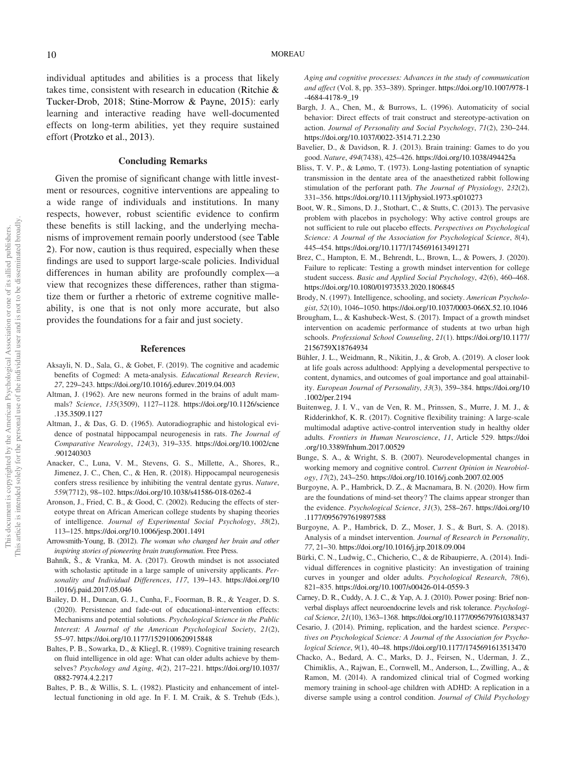individual aptitudes and abilities is a process that likely takes time, consistent with research in education (Ritchie & Tucker-Drob, 2018; Stine-Morrow & Payne, 2015): early learning and interactive reading have well-documented effects on long-term abilities, yet they require sustained effort (Protzko et al., 2013).

## Concluding Remarks

Given the promise of significant change with little investment or resources, cognitive interventions are appealing to a wide range of individuals and institutions. In many respects, however, robust scientific evidence to confirm these benefits is still lacking, and the underlying mechanisms of improvement remain poorly understood (see Table 2). For now, caution is thus required, especially when these findings are used to support large-scale policies. Individual differences in human ability are profoundly complex—a view that recognizes these differences, rather than stigmatize them or further a rhetoric of extreme cognitive malleability, is one that is not only more accurate, but also provides the foundations for a fair and just society.

## References

Aksayli, N. D., Sala, G., & Gobet, F. (2019). The cognitive and academic benefits of Cogmed: A meta-analysis. *Educational Research Review*, *27*, 229–243. https://doi.org/10.1016/j.edurev.2019.04.003

Altman, J. (1962). Are new neurons formed in the brains of adult mammals? *Science*, *135*(3509), 1127–1128. https://doi.org/10.1126/science.135.3509.1127

Altman, J., & Das, G. D. (1965). Autoradiographic and histological evidence of postnatal hippocampal neurogenesis in rats. *The Journal of Comparative Neurology*, *124*(3), 319–335. https://doi.org/10.1002/cne.901240303

Anacker, C., Luna, V. M., Stevens, G. S., Millette, A., Shores, R., Jimenez, J. C., Chen, C., & Hen, R. (2018). Hippocampal neurogenesis confers stress resilience by inhibiting the ventral dentate gyrus. *Nature*, *559*(7712), 98–102. https://doi.org/10.1038/s41586-018-0262-4

Aronson, J., Fried, C. B., & Good, C. (2002). Reducing the effects of stereotype threat on African American college students by shaping theories of intelligence. *Journal of Experimental Social Psychology*, *38*(2), 113–125. https://doi.org/10.1006/jesp.2001.1491

Arrowsmith-Young, B. (2012). *The woman who changed her brain and other inspiring stories of pioneering brain transformation*. Free Press.

Bahník, Š., & Vranka, M. A. (2017). Growth mindset is not associated with scholastic aptitude in a large sample of university applicants. *Personality and Individual Differences*, *117*, 139–143. https://doi.org/10.1016/j.paid.2017.05.046

Bailey, D. H., Duncan, G. J., Cunha, F., Foorman, B. R., & Yeager, D. S. (2020). Persistence and fade-out of educational-intervention effects: Mechanisms and potential solutions. *Psychological Science in the Public Interest: A Journal of the American Psychological Society*, *21*(2), 55–97. https://doi.org/10.1177/1529100620915848

Baltes, P. B., Sowarka, D., & Kliegl, R. (1989). Cognitive training research on fluid intelligence in old age: What can older adults achieve by themselves? *Psychology and Aging*, *4*(2), 217–221. https://doi.org/10.1037/0882-7974.4.2.217

Baltes, P. B., & Willis, S. L. (1982). Plasticity and enhancement of intellectual functioning in old age. In F. I. M. Craik, & S. Trehub (Eds.), *Aging and cognitive processes: Advances in the study of communication and affect* (Vol. 8, pp. 353–389). Springer. https://doi.org/10.1007/978-1-4684-4178-9_19

Bargh, J. A., Chen, M., & Burrows, L. (1996). Automaticity of social behavior: Direct effects of trait construct and stereotype-activation on action. *Journal of Personality and Social Psychology*, *71*(2), 230–244. https://doi.org/10.1037/0022-3514.71.2.230

Bavelier, D., & Davidson, R. J. (2013). Brain training: Games to do you good. *Nature*, *494*(7438), 425–426. https://doi.org/10.1038/494425a

Bliss, T. V. P., & Lømo, T. (1973). Long-lasting potentiation of synaptic transmission in the dentate area of the anaesthetized rabbit following stimulation of the perforant path. *The Journal of Physiology*, *232*(2), 331–356. https://doi.org/10.1113/jphysiol.1973.sp010273

Boot, W. R., Simons, D. J., Stothart, C., & Stutts, C. (2013). The pervasive problem with placebos in psychology: Why active control groups are not sufficient to rule out placebo effects. *Perspectives on Psychological Science: A Journal of the Association for Psychological Science*, *8*(4), 445–454. https://doi.org/10.1177/1745691613491271

Brez, C., Hampton, E. M., Behrendt, L., Brown, L., & Powers, J. (2020). Failure to replicate: Testing a growth mindset intervention for college student success. *Basic and Applied Social Psychology*, *42*(6), 460–468. https://doi.org/10.1080/01973533.2020.1806845

Brody, N. (1997). Intelligence, schooling, and society. *American Psychologist*, *52*(10), 1046–1050. https://doi.org/10.1037/0003-066X.52.10.1046

Brougham, L., & Kashubeck-West, S. (2017). Impact of a growth mindset intervention on academic performance of students at two urban high schools. *Professional School Counseling*, *21*(1). https://doi.org/10.1177/2156759X18764934

Bühler, J. L., Weidmann, R., Nikitin, J., & Grob, A. (2019). A closer look at life goals across adulthood: Applying a developmental perspective to content, dynamics, and outcomes of goal importance and goal attainability. *European Journal of Personality*, *33*(3), 359–384. https://doi.org/10.1002/per.2194

Buitenweg, J. I. V., van de Ven, R. M., Prinssen, S., Murre, J. M. J., & Ridderinkhof, K. R. (2017). Cognitive flexibility training: A large-scale multimodal adaptive active-control intervention study in healthy older adults. *Frontiers in Human Neuroscience*, *11*, Article 529. https://doi.org/10.3389/fnhum.2017.00529

Bunge, S. A., & Wright, S. B. (2007). Neurodevelopmental changes in working memory and cognitive control. *Current Opinion in Neurobiology*, *17*(2), 243–250. https://doi.org/10.1016/j.conb.2007.02.005

Burgoyne, A. P., Hambrick, D. Z., & Macnamara, B. N. (2020). How firm are the foundations of mind-set theory? The claims appear stronger than the evidence. *Psychological Science*, *31*(3), 258–267. https://doi.org/10.1177/0956797619897588

Burgoyne, A. P., Hambrick, D. Z., Moser, J. S., & Burt, S. A. (2018). Analysis of a mindset intervention. *Journal of Research in Personality*, *77*, 21–30. https://doi.org/10.1016/j.jrp.2018.09.004

Bürki, C. N., Ludwig, C., Chicherio, C., & de Ribaupierre, A. (2014). Individual differences in cognitive plasticity: An investigation of training curves in younger and older adults. *Psychological Research*, *78*(6), 821–835. https://doi.org/10.1007/s00426-014-0559-3

Carney, D. R., Cuddy, A. J. C., & Yap, A. J. (2010). Power posing: Brief nonverbal displays affect neuroendocrine levels and risk tolerance. *Psychological Science*, *21*(10), 1363–1368. https://doi.org/10.1177/0956797610383437

Cesario, J. (2014). Priming, replication, and the hardest science. *Perspectives on Psychological Science: A Journal of the Association for Psychological Science*, *9*(1), 40–48. https://doi.org/10.1177/1745691613513470

Chacko, A., Bedard, A. C., Marks, D. J., Feirsen, N., Uderman, J. Z., Chimiklis, A., Rajwan, E., Cornwell, M., Anderson, L., Zwilling, A., & Ramon, M. (2014). A randomized clinical trial of Cogmed working memory training in school-age children with ADHD: A replication in a diverse sample using a control condition. *Journal of Child Psychology*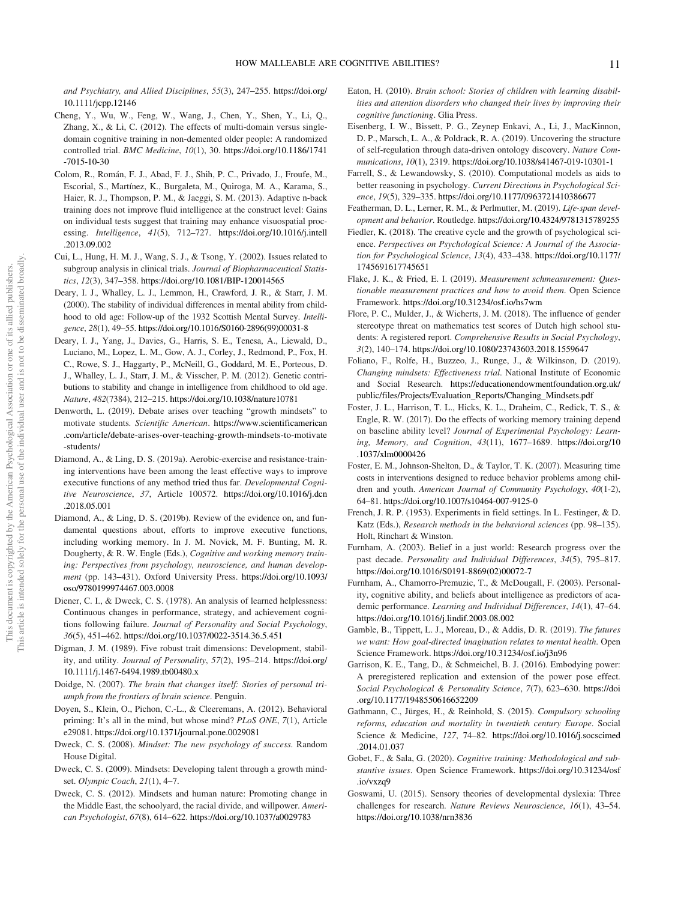*and Psychiatry, and Allied Disciplines*, *55*(3), 247–255. https://doi.org/10.1111/jcpp.12146

Cheng, Y., Wu, W., Feng, W., Wang, J., Chen, Y., Shen, Y., Li, Q., Zhang, X., & Li, C. (2012). The effects of multi-domain versus single-domain cognitive training in non-demented older people: A randomized controlled trial. *BMC Medicine*, *10*(1), 30. https://doi.org/10.1186/1741-7015-10-30

Colom, R., Román, F. J., Abad, F. J., Shih, P. C., Privado, J., Froufe, M., Escorial, S., Martínez, K., Burgaleta, M., Quiroga, M. A., Karama, S., Haier, R. J., Thompson, P. M., & Jaeggi, S. M. (2013). Adaptive n-back training does not improve fluid intelligence at the construct level: Gains on individual tests suggest that training may enhance visuospatial processing. *Intelligence*, *41*(5), 712–727. https://doi.org/10.1016/j.intell.2013.09.002

Cui, L., Hung, H. M. J., Wang, S. J., & Tsong, Y. (2002). Issues related to subgroup analysis in clinical trials. *Journal of Biopharmaceutical Statistics*, *12*(3), 347–358. https://doi.org/10.1081/BIP-120014565

Deary, I. J., Whalley, L. J., Lemmon, H., Crawford, J. R., & Starr, J. M. (2000). The stability of individual differences in mental ability from childhood to old age: Follow-up of the 1932 Scottish Mental Survey. *Intelligence*, *28*(1), 49–55. https://doi.org/10.1016/S0160-2896(99)00031-8

Deary, I. J., Yang, J., Davies, G., Harris, S. E., Tenesa, A., Liewald, D., Luciano, M., Lopez, L. M., Gow, A. J., Corley, J., Redmond, P., Fox, H. C., Rowe, S. J., Haggarty, P., McNeill, G., Goddard, M. E., Porteous, D. J., Whalley, L. J., Starr, J. M., & Visscher, P. M. (2012). Genetic contributions to stability and change in intelligence from childhood to old age. *Nature*, *482*(7384), 212–215. https://doi.org/10.1038/nature10781

Denworth, L. (2019). Debate arises over teaching "growth mindsets" to motivate students. *Scientific American*. https://www.scientificamerican.com/article/debate-arises-over-teaching-growth-mindsets-to-motivate-students/

Diamond, A., & Ling, D. S. (2019a). Aerobic-exercise and resistance-training interventions have been among the least effective ways to improve executive functions of any method tried thus far. *Developmental Cognitive Neuroscience*, *37*, Article 100572. https://doi.org/10.1016/j.dcn.2018.05.001

Diamond, A., & Ling, D. S. (2019b). Review of the evidence on, and fundamental questions about, efforts to improve executive functions, including working memory. In J. M. Novick, M. F. Bunting, M. R. Dougherty, & R. W. Engle (Eds.), *Cognitive and working memory training: Perspectives from psychology, neuroscience, and human development* (pp. 143–431). Oxford University Press. https://doi.org/10.1093/oso/9780199974467.003.0008

Diener, C. I., & Dweck, C. S. (1978). An analysis of learned helplessness: Continuous changes in performance, strategy, and achievement cognitions following failure. *Journal of Personality and Social Psychology*, *36*(5), 451–462. https://doi.org/10.1037/0022-3514.36.5.451

Digman, J. M. (1989). Five robust trait dimensions: Development, stability, and utility. *Journal of Personality*, *57*(2), 195–214. https://doi.org/10.1111/j.1467-6494.1989.tb00480.x

Doidge, N. (2007). *The brain that changes itself: Stories of personal triumph from the frontiers of brain science*. Penguin.

Doyen, S., Klein, O., Pichon, C.-L., & Cleeremans, A. (2012). Behavioral priming: It's all in the mind, but whose mind? *PLoS ONE*, *7*(1), Article e29081. https://doi.org/10.1371/journal.pone.0029081

Dweck, C. S. (2008). *Mindset: The new psychology of success*. Random House Digital.

Dweck, C. S. (2009). Mindsets: Developing talent through a growth mindset. *Olympic Coach*, *21*(1), 4–7.

Dweck, C. S. (2012). Mindsets and human nature: Promoting change in the Middle East, the schoolyard, the racial divide, and willpower. *American Psychologist*, *67*(8), 614–622. https://doi.org/10.1037/a0029783

Eaton, H. (2010). *Brain school: Stories of children with learning disabilities and attention disorders who changed their lives by improving their cognitive functioning*. Glia Press.

Eisenberg, I. W., Bissett, P. G., Zeynep Enkavi, A., Li, J., MacKinnon, D. P., Marsch, L. A., & Poldrack, R. A. (2019). Uncovering the structure of self-regulation through data-driven ontology discovery. *Nature Communications*, *10*(1), 2319. https://doi.org/10.1038/s41467-019-10301-1

Farrell, S., & Lewandowsky, S. (2010). Computational models as aids to better reasoning in psychology. *Current Directions in Psychological Science*, *19*(5), 329–335. https://doi.org/10.1177/0963721410386677

Featherman, D. L., Lerner, R. M., & Perlmutter, M. (2019). *Life-span development and behavior*. Routledge. https://doi.org/10.4324/9781315789255

Fiedler, K. (2018). The creative cycle and the growth of psychological science. *Perspectives on Psychological Science: A Journal of the Association for Psychological Science*, *13*(4), 433–438. https://doi.org/10.1177/1745691617745651

Flake, J. K., & Fried, E. I. (2019). *Measurement schmeasurement: Questionable measurement practices and how to avoid them*. Open Science Framework. https://doi.org/10.31234/osf.io/hs7wm

Flore, P. C., Mulder, J., & Wicherts, J. M. (2018). The influence of gender stereotype threat on mathematics test scores of Dutch high school students: A registered report. *Comprehensive Results in Social Psychology*, *3*(2), 140–174. https://doi.org/10.1080/23743603.2018.1559647

Foliano, F., Rolfe, H., Buzzeo, J., Runge, J., & Wilkinson, D. (2019). *Changing mindsets: Effectiveness trial*. National Institute of Economic and Social Research. https://educationendowmentfoundation.org.uk/public/files/Projects/Evaluation_Reports/Changing_Mindsets.pdf

Foster, J. L., Harrison, T. L., Hicks, K. L., Draheim, C., Redick, T. S., & Engle, R. W. (2017). Do the effects of working memory training depend on baseline ability level? *Journal of Experimental Psychology: Learning, Memory, and Cognition*, *43*(11), 1677–1689. https://doi.org/10.1037/xlm0000426

Foster, E. M., Johnson-Shelton, D., & Taylor, T. K. (2007). Measuring time costs in interventions designed to reduce behavior problems among children and youth. *American Journal of Community Psychology*, *40*(1-2), 64–81. https://doi.org/10.1007/s10464-007-9125-0

French, J. R. P. (1953). Experiments in field settings. In L. Festinger, & D. Katz (Eds.), *Research methods in the behavioral sciences* (pp. 98–135). Holt, Rinchart & Winston.

Furnham, A. (2003). Belief in a just world: Research progress over the past decade. *Personality and Individual Differences*, *34*(5), 795–817. https://doi.org/10.1016/S0191-8869(02)00072-7

Furnham, A., Chamorro-Premuzic, T., & McDougall, F. (2003). Personality, cognitive ability, and beliefs about intelligence as predictors of academic performance. *Learning and Individual Differences*, *14*(1), 47–64. https://doi.org/10.1016/j.lindif.2003.08.002

Gamble, B., Tippett, L. J., Moreau, D., & Addis, D. R. (2019). *The futures we want: How goal-directed imagination relates to mental health*. Open Science Framework. https://doi.org/10.31234/osf.io/j3n96

Garrison, K. E., Tang, D., & Schmeichel, B. J. (2016). Embodying power: A preregistered replication and extension of the power pose effect. *Social Psychological & Personality Science*, *7*(7), 623–630. https://doi.org/10.1177/1948550616652209

Gathmann, C., Jürges, H., & Reinhold, S. (2015). *Compulsory schooling reforms, education and mortality in twentieth century Europe*. Social Science & Medicine, *127*, 74–82. https://doi.org/10.1016/j.socscimed.2014.01.037

Gobet, F., & Sala, G. (2020). *Cognitive training: Methodological and substantive issues*. Open Science Framework. https://doi.org/10.31234/osf.io/vxzq9

Goswami, U. (2015). Sensory theories of developmental dyslexia: Three challenges for research. *Nature Reviews Neuroscience*, *16*(1), 43–54. https://doi.org/10.1038/nrn3836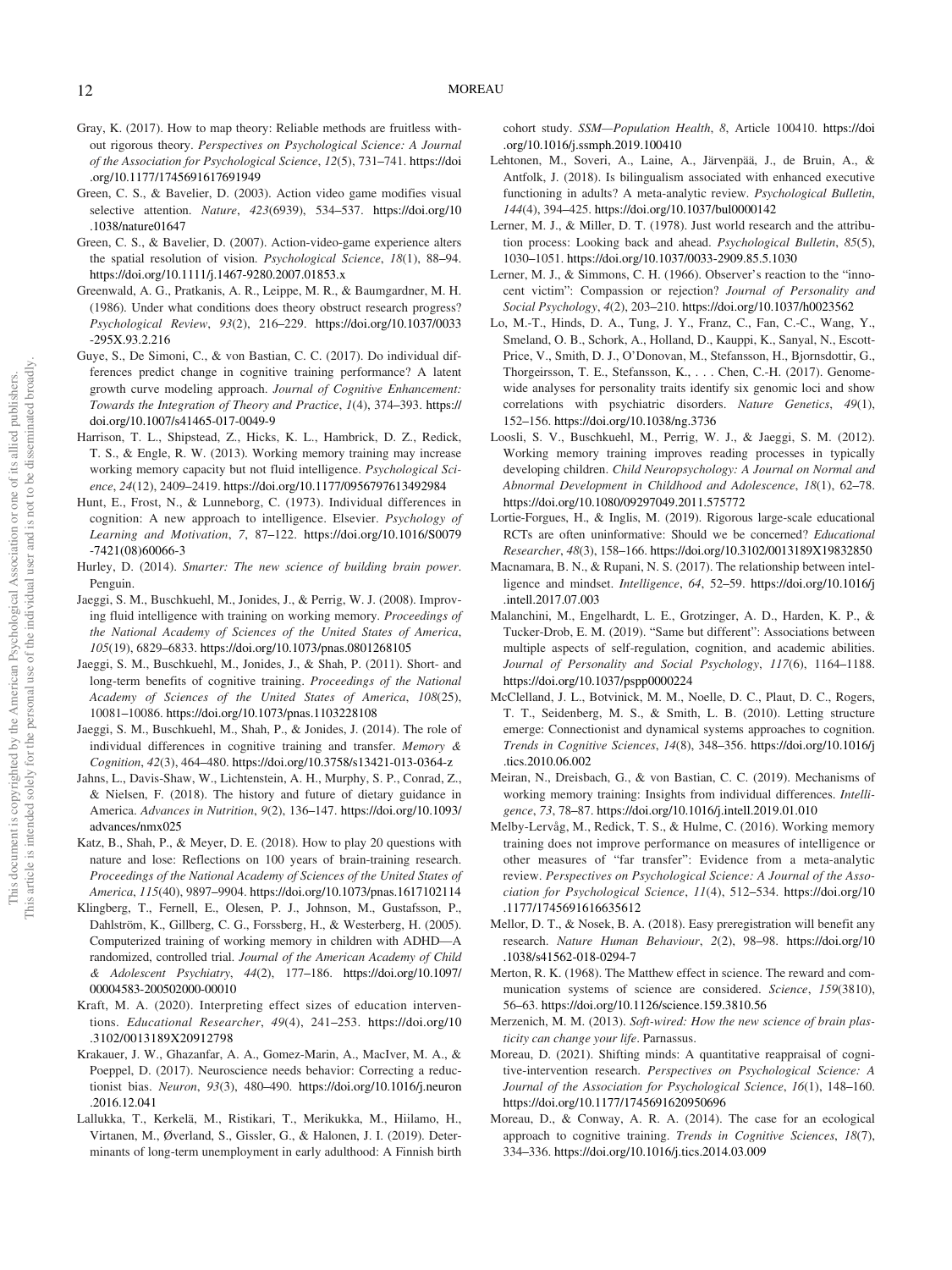Gray, K. (2017). How to map theory: Reliable methods are fruitless without rigorous theory. *Perspectives on Psychological Science: A Journal of the Association for Psychological Science*, *12*(5), 731–741. https://doi.org/10.1177/1745691617691949

Green, C. S., & Bavelier, D. (2003). Action video game modifies visual selective attention. *Nature*, *423*(6939), 534–537. https://doi.org/10.1038/nature01647

Green, C. S., & Bavelier, D. (2007). Action-video-game experience alters the spatial resolution of vision. *Psychological Science*, *18*(1), 88–94. https://doi.org/10.1111/j.1467-9280.2007.01853.x

Greenwald, A. G., Pratkanis, A. R., Leippe, M. R., & Baumgardner, M. H. (1986). Under what conditions does theory obstruct research progress? *Psychological Review*, *93*(2), 216–229. https://doi.org/10.1037/0033-295X.93.2.216

Guye, S., De Simoni, C., & von Bastian, C. C. (2017). Do individual differences predict change in cognitive training performance? A latent growth curve modeling approach. *Journal of Cognitive Enhancement: Towards the Integration of Theory and Practice*, *1*(4), 374–393. https://doi.org/10.1007/s41465-017-0049-9

Harrison, T. L., Shipstead, Z., Hicks, K. L., Hambrick, D. Z., Redick, T. S., & Engle, R. W. (2013). Working memory training may increase working memory capacity but not fluid intelligence. *Psychological Science*, *24*(12), 2409–2419. https://doi.org/10.1177/0956797613492984

Hunt, E., Frost, N., & Lunneborg, C. (1973). Individual differences in cognition: A new approach to intelligence. Elsevier. *Psychology of Learning and Motivation*, *7*, 87–122. https://doi.org/10.1016/S0079-7421(08)60066-3

Hurley, D. (2014). *Smarter: The new science of building brain power*. Penguin.

Jaeggi, S. M., Buschkuehl, M., Jonides, J., & Perrig, W. J. (2008). Improving fluid intelligence with training on working memory. *Proceedings of the National Academy of Sciences of the United States of America*, *105*(19), 6829–6833. https://doi.org/10.1073/pnas.0801268105

Jaeggi, S. M., Buschkuehl, M., Jonides, J., & Shah, P. (2011). Short- and long-term benefits of cognitive training. *Proceedings of the National Academy of Sciences of the United States of America*, *108*(25), 10081–10086. https://doi.org/10.1073/pnas.1103228108

Jaeggi, S. M., Buschkuehl, M., Shah, P., & Jonides, J. (2014). The role of individual differences in cognitive training and transfer. *Memory & Cognition*, *42*(3), 464–480. https://doi.org/10.3758/s13421-013-0364-z

Jahns, L., Davis-Shaw, W., Lichtenstein, A. H., Murphy, S. P., Conrad, Z., & Nielsen, F. (2018). The history and future of dietary guidance in America. *Advances in Nutrition*, *9*(2), 136–147. https://doi.org/10.1093/advances/nmx025

Katz, B., Shah, P., & Meyer, D. E. (2018). How to play 20 questions with nature and lose: Reflections on 100 years of brain-training research. *Proceedings of the National Academy of Sciences of the United States of America*, *115*(40), 9897–9904. https://doi.org/10.1073/pnas.1617102114

Klingberg, T., Fernell, E., Olesen, P. J., Johnson, M., Gustafsson, P., Dahlström, K., Gillberg, C. G., Forssberg, H., & Westerberg, H. (2005). Computerized training of working memory in children with ADHD—A randomized, controlled trial. *Journal of the American Academy of Child & Adolescent Psychiatry*, *44*(2), 177–186. https://doi.org/10.1097/00004583-200502000-00010

Kraft, M. A. (2020). Interpreting effect sizes of education interventions. *Educational Researcher*, *49*(4), 241–253. https://doi.org/10.3102/0013189X20912798

Krakauer, J. W., Ghazanfar, A. A., Gomez-Marin, A., MacIver, M. A., & Poeppel, D. (2017). Neuroscience needs behavior: Correcting a reductionist bias. *Neuron*, *93*(3), 480–490. https://doi.org/10.1016/j.neuron.2016.12.041

Lallukka, T., Kerkelä, M., Ristikari, T., Merikukka, M., Hiilamo, H., Virtanen, M., Øverland, S., Gissler, G., & Halonen, J. I. (2019). Determinants of long-term unemployment in early adulthood: A Finnish birth cohort study. *SSM—Population Health*, *8*, Article 100410. https://doi.org/10.1016/j.ssmph.2019.100410

Lehtonen, M., Soveri, A., Laine, A., Järvenpää, J., de Bruin, A., & Antfolk, J. (2018). Is bilingualism associated with enhanced executive functioning in adults? A meta-analytic review. *Psychological Bulletin*, *144*(4), 394–425. https://doi.org/10.1037/bul0000142

Lerner, M. J., & Miller, D. T. (1978). Just world research and the attribution process: Looking back and ahead. *Psychological Bulletin*, *85*(5), 1030–1051. https://doi.org/10.1037/0033-2909.85.5.1030

Lerner, M. J., & Simmons, C. H. (1966). Observer's reaction to the "innocent victim": Compassion or rejection? *Journal of Personality and Social Psychology*, *4*(2), 203–210. https://doi.org/10.1037/h0023562

Lo, M.-T., Hinds, D. A., Tung, J. Y., Franz, C., Fan, C.-C., Wang, Y., Smeland, O. B., Schork, A., Holland, D., Kauppi, K., Sanyal, N., Escott-Price, V., Smith, D. J., O'Donovan, M., Stefansson, H., Bjornsdottir, G., Thorgeirsson, T. E., Stefansson, K., . . . Chen, C.-H. (2017). Genome-wide analyses for personality traits identify six genomic loci and show correlations with psychiatric disorders. *Nature Genetics*, *49*(1), 152–156. https://doi.org/10.1038/ng.3736

Loosli, S. V., Buschkuehl, M., Perrig, W. J., & Jaeggi, S. M. (2012). Working memory training improves reading processes in typically developing children. *Child Neuropsychology: A Journal on Normal and Abnormal Development in Childhood and Adolescence*, *18*(1), 62–78. https://doi.org/10.1080/09297049.2011.575772

Lortie-Forgues, H., & Inglis, M. (2019). Rigorous large-scale educational RCTs are often uninformative: Should we be concerned? *Educational Researcher*, *48*(3), 158–166. https://doi.org/10.3102/0013189X19832850

Macnamara, B. N., & Rupani, N. S. (2017). The relationship between intelligence and mindset. *Intelligence*, *64*, 52–59. https://doi.org/10.1016/j.intell.2017.07.003

Malanchini, M., Engelhardt, L. E., Grotzinger, A. D., Harden, K. P., & Tucker-Drob, E. M. (2019). "Same but different": Associations between multiple aspects of self-regulation, cognition, and academic abilities. *Journal of Personality and Social Psychology*, *117*(6), 1164–1188. https://doi.org/10.1037/pspp0000224

McClelland, J. L., Botvinick, M. M., Noelle, D. C., Plaut, D. C., Rogers, T. T., Seidenberg, M. S., & Smith, L. B. (2010). Letting structure emerge: Connectionist and dynamical systems approaches to cognition. *Trends in Cognitive Sciences*, *14*(8), 348–356. https://doi.org/10.1016/j.tics.2010.06.002

Meiran, N., Dreisbach, G., & von Bastian, C. C. (2019). Mechanisms of working memory training: Insights from individual differences. *Intelligence*, *73*, 78–87. https://doi.org/10.1016/j.intell.2019.01.010

Melby-Lervåg, M., Redick, T. S., & Hulme, C. (2016). Working memory training does not improve performance on measures of intelligence or other measures of "far transfer": Evidence from a meta-analytic review. *Perspectives on Psychological Science: A Journal of the Association for Psychological Science*, *11*(4), 512–534. https://doi.org/10.1177/1745691616635612

Mellor, D. T., & Nosek, B. A. (2018). Easy preregistration will benefit any research. *Nature Human Behaviour*, *2*(2), 98–98. https://doi.org/10.1038/s41562-018-0294-7

Merton, R. K. (1968). The Matthew effect in science. The reward and communication systems of science are considered. *Science*, *159*(3810), 56–63. https://doi.org/10.1126/science.159.3810.56

Merzenich, M. M. (2013). *Soft-wired: How the new science of brain plasticity can change your life*. Parnassus.

Moreau, D. (2021). Shifting minds: A quantitative reappraisal of cognitive-intervention research. *Perspectives on Psychological Science: A Journal of the Association for Psychological Science*, *16*(1), 148–160. https://doi.org/10.1177/1745691620950696

Moreau, D., & Conway, A. R. A. (2014). The case for an ecological approach to cognitive training. *Trends in Cognitive Sciences*, *18*(7), 334–336. https://doi.org/10.1016/j.tics.2014.03.009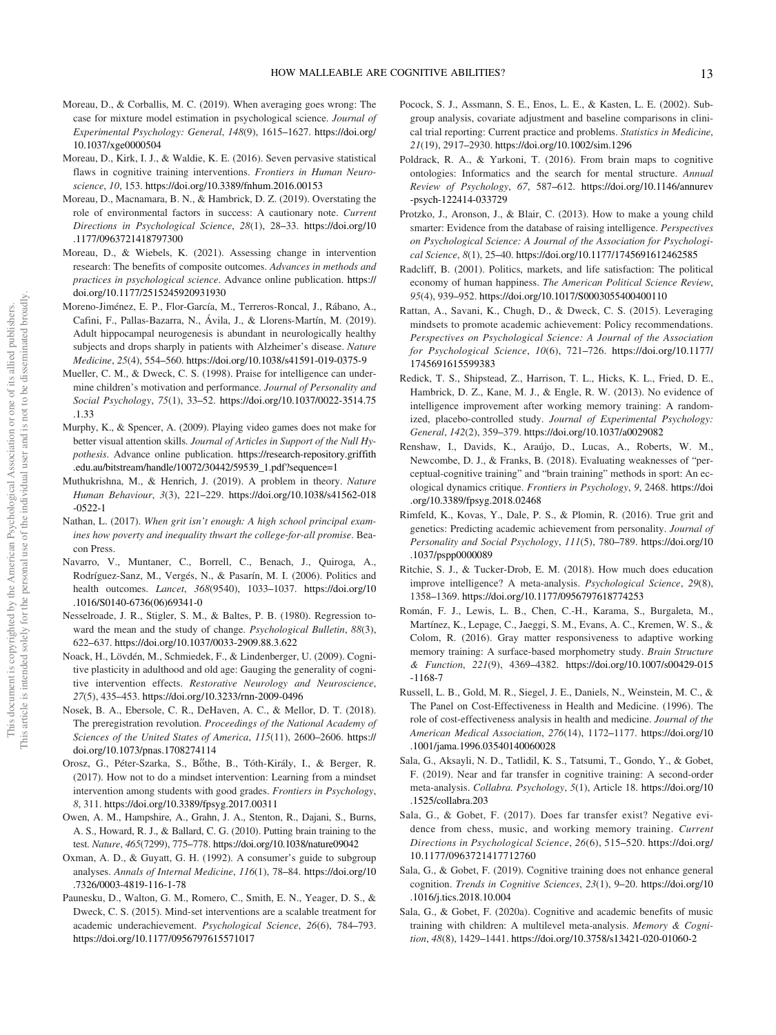Moreau, D., & Corballis, M. C. (2019). When averaging goes wrong: The case for mixture model estimation in psychological science. *Journal of Experimental Psychology: General*, *148*(9), 1615–1627. https://doi.org/10.1037/xge0000504

Moreau, D., Kirk, I. J., & Waldie, K. E. (2016). Seven pervasive statistical flaws in cognitive training interventions. *Frontiers in Human Neuroscience*, *10*, 153. https://doi.org/10.3389/fnhum.2016.00153

Moreau, D., Macnamara, B. N., & Hambrick, D. Z. (2019). Overstating the role of environmental factors in success: A cautionary note. *Current Directions in Psychological Science*, *28*(1), 28–33. https://doi.org/10.1177/0963721418797300

Moreau, D., & Wiebels, K. (2021). Assessing change in intervention research: The benefits of composite outcomes. *Advances in methods and practices in psychological science*. Advance online publication. https://doi.org/10.1177/2515245920931930

Moreno-Jiménez, E. P., Flor-García, M., Terreros-Roncal, J., Rábano, A., Cafini, F., Pallas-Bazarra, N., Ávila, J., & Llorens-Martín, M. (2019). Adult hippocampal neurogenesis is abundant in neurologically healthy subjects and drops sharply in patients with Alzheimer's disease. *Nature Medicine*, *25*(4), 554–560. https://doi.org/10.1038/s41591-019-0375-9

Mueller, C. M., & Dweck, C. S. (1998). Praise for intelligence can undermine children's motivation and performance. *Journal of Personality and Social Psychology*, *75*(1), 33–52. https://doi.org/10.1037/0022-3514.75.1.33

Murphy, K., & Spencer, A. (2009). Playing video games does not make for better visual attention skills. *Journal of Articles in Support of the Null Hypothesis*. Advance online publication. https://research-repository.griffith.edu.au/bitstream/handle/10072/30442/59539_1.pdf?sequence=1

Muthukrishna, M., & Henrich, J. (2019). A problem in theory. *Nature Human Behaviour*, *3*(3), 221–229. https://doi.org/10.1038/s41562-018-0522-1

Nathan, L. (2017). *When grit isn't enough: A high school principal examines how poverty and inequality thwart the college-for-all promise*. Beacon Press.

Navarro, V., Muntaner, C., Borrell, C., Benach, J., Quiroga, A., Rodríguez-Sanz, M., Vergés, N., & Pasarín, M. I. (2006). Politics and health outcomes. *Lancet*, *368*(9540), 1033–1037. https://doi.org/10.1016/S0140-6736(06)69341-0

Nesselroade, J. R., Stigler, S. M., & Baltes, P. B. (1980). Regression toward the mean and the study of change. *Psychological Bulletin*, *88*(3), 622–637. https://doi.org/10.1037/0033-2909.88.3.622

Noack, H., Lövdén, M., Schmiedek, F., & Lindenberger, U. (2009). Cognitive plasticity in adulthood and old age: Gauging the generality of cognitive intervention effects. *Restorative Neurology and Neuroscience*, *27*(5), 435–453. https://doi.org/10.3233/rnn-2009-0496

Nosek, B. A., Ebersole, C. R., DeHaven, A. C., & Mellor, D. T. (2018). The preregistration revolution. *Proceedings of the National Academy of Sciences of the United States of America*, *115*(11), 2600–2606. https://doi.org/10.1073/pnas.1708274114

Orosz, G., Péter-Szarka, S., Bőthe, B., Tóth-Király, I., & Berger, R. (2017). How not to do a mindset intervention: Learning from a mindset intervention among students with good grades. *Frontiers in Psychology*, *8*, 311. https://doi.org/10.3389/fpsyg.2017.00311

Owen, A. M., Hampshire, A., Grahn, J. A., Stenton, R., Dajani, S., Burns, A. S., Howard, R. J., & Ballard, C. G. (2010). Putting brain training to the test. *Nature*, *465*(7299), 775–778. https://doi.org/10.1038/nature09042

Oxman, A. D., & Guyatt, G. H. (1992). A consumer's guide to subgroup analyses. *Annals of Internal Medicine*, *116*(1), 78–84. https://doi.org/10.7326/0003-4819-116-1-78

Paunesku, D., Walton, G. M., Romero, C., Smith, E. N., Yeager, D. S., & Dweck, C. S. (2015). Mind-set interventions are a scalable treatment for academic underachievement. *Psychological Science*, *26*(6), 784–793. https://doi.org/10.1177/0956797615571017

Pocock, S. J., Assmann, S. E., Enos, L. E., & Kasten, L. E. (2002). Subgroup analysis, covariate adjustment and baseline comparisons in clinical trial reporting: Current practice and problems. *Statistics in Medicine*, *21*(19), 2917–2930. https://doi.org/10.1002/sim.1296

Poldrack, R. A., & Yarkoni, T. (2016). From brain maps to cognitive ontologies: Informatics and the search for mental structure. *Annual Review of Psychology*, *67*, 587–612. https://doi.org/10.1146/annurev-psych-122414-033729

Protzko, J., Aronson, J., & Blair, C. (2013). How to make a young child smarter: Evidence from the database of raising intelligence. *Perspectives on Psychological Science: A Journal of the Association for Psychological Science*, *8*(1), 25–40. https://doi.org/10.1177/1745691612462585

Radcliff, B. (2001). Politics, markets, and life satisfaction: The political economy of human happiness. *The American Political Science Review*, *95*(4), 939–952. https://doi.org/10.1017/S0003055400400110

Rattan, A., Savani, K., Chugh, D., & Dweck, C. S. (2015). Leveraging mindsets to promote academic achievement: Policy recommendations. *Perspectives on Psychological Science: A Journal of the Association for Psychological Science*, *10*(6), 721–726. https://doi.org/10.1177/1745691615599383

Redick, T. S., Shipstead, Z., Harrison, T. L., Hicks, K. L., Fried, D. E., Hambrick, D. Z., Kane, M. J., & Engle, R. W. (2013). No evidence of intelligence improvement after working memory training: A randomized, placebo-controlled study. *Journal of Experimental Psychology: General*, *142*(2), 359–379. https://doi.org/10.1037/a0029082

Renshaw, I., Davids, K., Araújo, D., Lucas, A., Roberts, W. M., Newcombe, D. J., & Franks, B. (2018). Evaluating weaknesses of "perceptual-cognitive training" and "brain training" methods in sport: An ecological dynamics critique. *Frontiers in Psychology*, *9*, 2468. https://doi.org/10.3389/fpsyg.2018.02468

Rimfeld, K., Kovas, Y., Dale, P. S., & Plomin, R. (2016). True grit and genetics: Predicting academic achievement from personality. *Journal of Personality and Social Psychology*, *111*(5), 780–789. https://doi.org/10.1037/pspp0000089

Ritchie, S. J., & Tucker-Drob, E. M. (2018). How much does education improve intelligence? A meta-analysis. *Psychological Science*, *29*(8), 1358–1369. https://doi.org/10.1177/0956797618774253

Román, F. J., Lewis, L. B., Chen, C.-H., Karama, S., Burgaleta, M., Martínez, K., Lepage, C., Jaeggi, S. M., Evans, A. C., Kremen, W. S., & Colom, R. (2016). Gray matter responsiveness to adaptive working memory training: A surface-based morphometry study. *Brain Structure & Function*, *221*(9), 4369–4382. https://doi.org/10.1007/s00429-015-1168-7

Russell, L. B., Gold, M. R., Siegel, J. E., Daniels, N., Weinstein, M. C., & The Panel on Cost-Effectiveness in Health and Medicine. (1996). The role of cost-effectiveness analysis in health and medicine. *Journal of the American Medical Association*, *276*(14), 1172–1177. https://doi.org/10.1001/jama.1996.03540140060028

Sala, G., Aksayli, N. D., Tatlidil, K. S., Tatsumi, T., Gondo, Y., & Gobet, F. (2019). Near and far transfer in cognitive training: A second-order meta-analysis. *Collabra. Psychology*, *5*(1), Article 18. https://doi.org/10.1525/collabra.203

Sala, G., & Gobet, F. (2017). Does far transfer exist? Negative evidence from chess, music, and working memory training. *Current Directions in Psychological Science*, *26*(6), 515–520. https://doi.org/10.1177/0963721417712760

Sala, G., & Gobet, F. (2019). Cognitive training does not enhance general cognition. *Trends in Cognitive Sciences*, *23*(1), 9–20. https://doi.org/10.1016/j.tics.2018.10.004

Sala, G., & Gobet, F. (2020a). Cognitive and academic benefits of music training with children: A multilevel meta-analysis. *Memory & Cognition*, *48*(8), 1429–1441. https://doi.org/10.3758/s13421-020-01060-2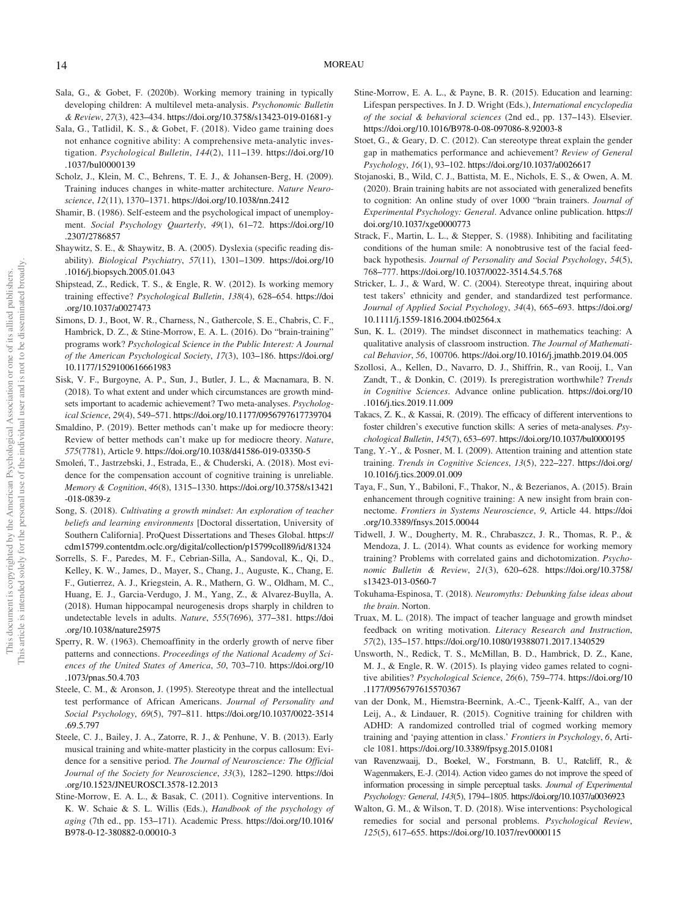Sala, G., & Gobet, F. (2020b). Working memory training in typically developing children: A multilevel meta-analysis. *Psychonomic Bulletin & Review*, *27*(3), 423–434. https://doi.org/10.3758/s13423-019-01681-y

Sala, G., Tatlidil, K. S., & Gobet, F. (2018). Video game training does not enhance cognitive ability: A comprehensive meta-analytic investigation. *Psychological Bulletin*, *144*(2), 111–139. https://doi.org/10.1037/bul0000139

Scholz, J., Klein, M. C., Behrens, T. E. J., & Johansen-Berg, H. (2009). Training induces changes in white-matter architecture. *Nature Neuroscience*, *12*(11), 1370–1371. https://doi.org/10.1038/nn.2412

Shamir, B. (1986). Self-esteem and the psychological impact of unemployment. *Social Psychology Quarterly*, *49*(1), 61–72. https://doi.org/10.2307/2786857

Shaywitz, S. E., & Shaywitz, B. A. (2005). Dyslexia (specific reading disability). *Biological Psychiatry*, *57*(11), 1301–1309. https://doi.org/10.1016/j.biopsych.2005.01.043

Shipstead, Z., Redick, T. S., & Engle, R. W. (2012). Is working memory training effective? *Psychological Bulletin*, *138*(4), 628–654. https://doi.org/10.1037/a0027473

Simons, D. J., Boot, W. R., Charness, N., Gathercole, S. E., Chabris, C. F., Hambrick, D. Z., & Stine-Morrow, E. A. L. (2016). Do "brain-training" programs work? *Psychological Science in the Public Interest: A Journal of the American Psychological Society*, *17*(3), 103–186. https://doi.org/10.1177/1529100616661983

Sisk, V. F., Burgoyne, A. P., Sun, J., Butler, J. L., & Macnamara, B. N. (2018). To what extent and under which circumstances are growth mindsets important to academic achievement? Two meta-analyses. *Psychological Science*, *29*(4), 549–571. https://doi.org/10.1177/0956797617739704

Smaldino, P. (2019). Better methods can't make up for mediocre theory: Review of better methods can't make up for mediocre theory. *Nature*, *575*(7781), Article 9. https://doi.org/10.1038/d41586-019-03350-5

Smoleń, T., Jastrzebski, J., Estrada, E., & Chuderski, A. (2018). Most evidence for the compensation account of cognitive training is unreliable. *Memory & Cognition*, *46*(8), 1315–1330. https://doi.org/10.3758/s13421-018-0839-z

Song, S. (2018). *Cultivating a growth mindset: An exploration of teacher beliefs and learning environments* [Doctoral dissertation, University of Southern California]. ProQuest Dissertations and Theses Global. https://cdm15799.contentdm.oclc.org/digital/collection/p15799coll89/id/81324

Sorrells, S. F., Paredes, M. F., Cebrian-Silla, A., Sandoval, K., Qi, D., Kelley, K. W., James, D., Mayer, S., Chang, J., Auguste, K., Chang, E. F., Gutierrez, A. J., Kriegstein, A. R., Mathern, G. W., Oldham, M. C., Huang, E. J., Garcia-Verdugo, J. M., Yang, Z., & Alvarez-Buylla, A. (2018). Human hippocampal neurogenesis drops sharply in children to undetectable levels in adults. *Nature*, *555*(7696), 377–381. https://doi.org/10.1038/nature25975

Sperry, R. W. (1963). Chemoaffinity in the orderly growth of nerve fiber patterns and connections. *Proceedings of the National Academy of Sciences of the United States of America*, *50*, 703–710. https://doi.org/10.1073/pnas.50.4.703

Steele, C. M., & Aronson, J. (1995). Stereotype threat and the intellectual test performance of African Americans. *Journal of Personality and Social Psychology*, *69*(5), 797–811. https://doi.org/10.1037/0022-3514.69.5.797

Steele, C. J., Bailey, J. A., Zatorre, R. J., & Penhune, V. B. (2013). Early musical training and white-matter plasticity in the corpus callosum: Evidence for a sensitive period. *The Journal of Neuroscience: The Official Journal of the Society for Neuroscience*, *33*(3), 1282–1290. https://doi.org/10.1523/JNEUROSCI.3578-12.2013

Stine-Morrow, E. A. L., & Basak, C. (2011). Cognitive interventions. In K. W. Schaie & S. L. Willis (Eds.), *Handbook of the psychology of aging* (7th ed., pp. 153–171). Academic Press. https://doi.org/10.1016/B978-0-12-380882-0.00010-3

Stine-Morrow, E. A. L., & Payne, B. R. (2015). Education and learning: Lifespan perspectives. In J. D. Wright (Eds.), *International encyclopedia of the social & behavioral sciences* (2nd ed., pp. 137–143). Elsevier. https://doi.org/10.1016/B978-0-08-097086-8.92003-8

Stoet, G., & Geary, D. C. (2012). Can stereotype threat explain the gender gap in mathematics performance and achievement? *Review of General Psychology*, *16*(1), 93–102. https://doi.org/10.1037/a0026617

Stojanoski, B., Wild, C. J., Battista, M. E., Nichols, E. S., & Owen, A. M. (2020). Brain training habits are not associated with generalized benefits to cognition: An online study of over 1000 "brain trainers. *Journal of Experimental Psychology: General*. Advance online publication. https://doi.org/10.1037/xge0000773

Strack, F., Martin, L. L., & Stepper, S. (1988). Inhibiting and facilitating conditions of the human smile: A nonobtrusive test of the facial feedback hypothesis. *Journal of Personality and Social Psychology*, *54*(5), 768–777. https://doi.org/10.1037/0022-3514.54.5.768

Stricker, L. J., & Ward, W. C. (2004). Stereotype threat, inquiring about test takers' ethnicity and gender, and standardized test performance. *Journal of Applied Social Psychology*, *34*(4), 665–693. https://doi.org/10.1111/j.1559-1816.2004.tb02564.x

Sun, K. L. (2019). The mindset disconnect in mathematics teaching: A qualitative analysis of classroom instruction. *The Journal of Mathematical Behavior*, *56*, 100706. https://doi.org/10.1016/j.jmathb.2019.04.005

Szollosi, A., Kellen, D., Navarro, D. J., Shiffrin, R., van Rooij, I., Van Zandt, T., & Donkin, C. (2019). Is preregistration worthwhile? *Trends in Cognitive Sciences*. Advance online publication. https://doi.org/10.1016/j.tics.2019.11.009

Takacs, Z. K., & Kassai, R. (2019). The efficacy of different interventions to foster children's executive function skills: A series of meta-analyses. *Psychological Bulletin*, *145*(7), 653–697. https://doi.org/10.1037/bul0000195

Tang, Y.-Y., & Posner, M. I. (2009). Attention training and attention state training. *Trends in Cognitive Sciences*, *13*(5), 222–227. https://doi.org/10.1016/j.tics.2009.01.009

Taya, F., Sun, Y., Babiloni, F., Thakor, N., & Bezerianos, A. (2015). Brain enhancement through cognitive training: A new insight from brain connectome. *Frontiers in Systems Neuroscience*, *9*, Article 44. https://doi.org/10.3389/fnsys.2015.00044

Tidwell, J. W., Dougherty, M. R., Chrabaszcz, J. R., Thomas, R. P., & Mendoza, J. L. (2014). What counts as evidence for working memory training? Problems with correlated gains and dichotomization. *Psychonomic Bulletin & Review*, *21*(3), 620–628. https://doi.org/10.3758/s13423-013-0560-7

Tokuhama-Espinosa, T. (2018). *Neuromyths: Debunking false ideas about the brain*. Norton.

Truax, M. L. (2018). The impact of teacher language and growth mindset feedback on writing motivation. *Literacy Research and Instruction*, *57*(2), 135–157. https://doi.org/10.1080/19388071.2017.1340529

Unsworth, N., Redick, T. S., McMillan, B. D., Hambrick, D. Z., Kane, M. J., & Engle, R. W. (2015). Is playing video games related to cognitive abilities? *Psychological Science*, *26*(6), 759–774. https://doi.org/10.1177/0956797615570367

van der Donk, M., Hiemstra-Beernink, A.-C., Tjeenk-Kalff, A., van der Leij, A., & Lindauer, R. (2015). Cognitive training for children with ADHD: A randomized controlled trial of cogmed working memory training and 'paying attention in class.' *Frontiers in Psychology*, *6*, Article 1081. https://doi.org/10.3389/fpsyg.2015.01081

van Ravenzwaaij, D., Boekel, W., Forstmann, B. U., Ratcliff, R., & Wagenmakers, E.-J. (2014). Action video games do not improve the speed of information processing in simple perceptual tasks. *Journal of Experimental Psychology: General*, *143*(5), 1794–1805. https://doi.org/10.1037/a0036923

Walton, G. M., & Wilson, T. D. (2018). Wise interventions: Psychological remedies for social and personal problems. *Psychological Review*, *125*(5), 617–655. https://doi.org/10.1037/rev0000115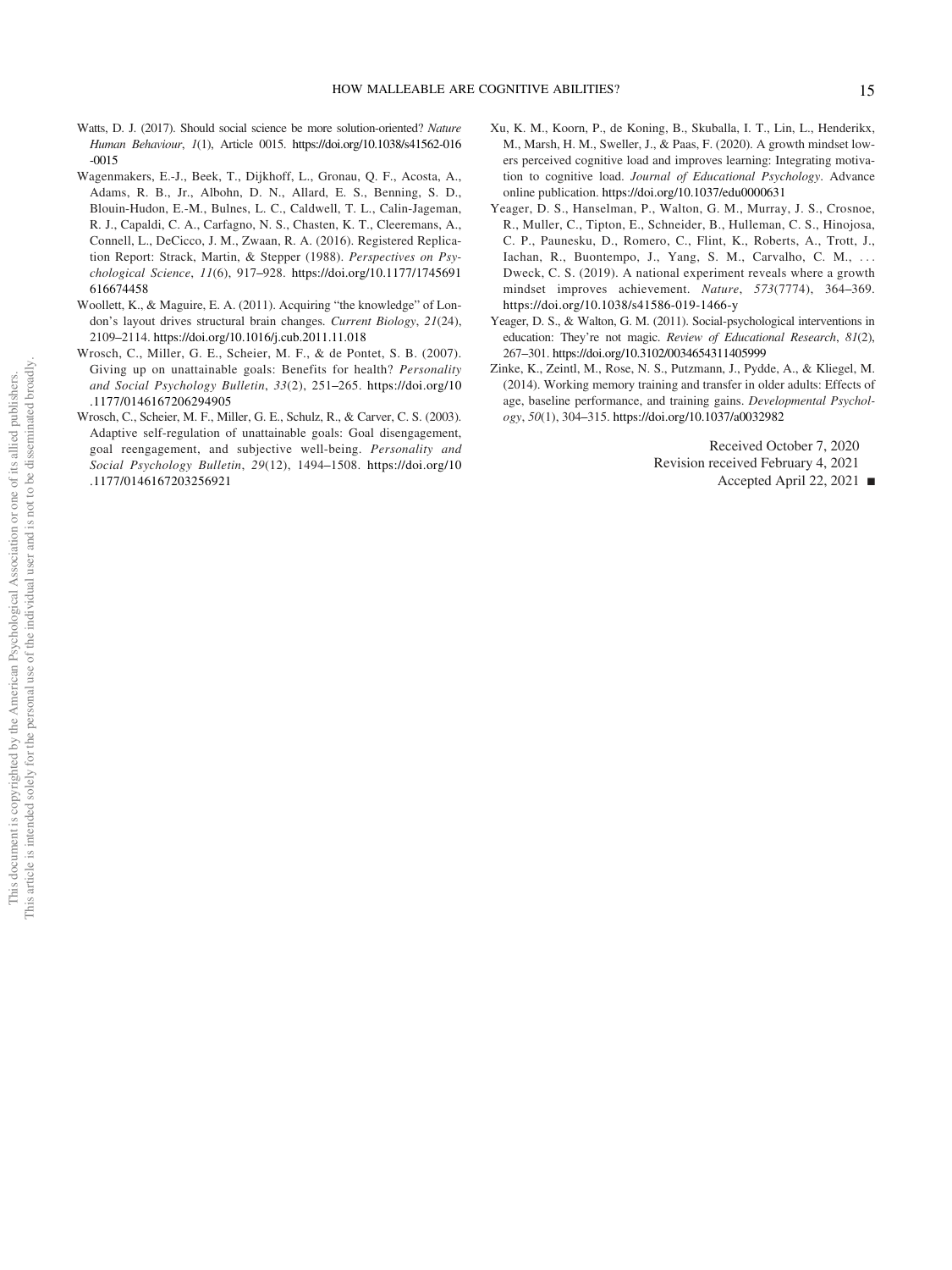Watts, D. J. (2017). Should social science be more solution-oriented? *Nature Human Behaviour*, *1*(1), Article 0015. https://doi.org/10.1038/s41562-016-0015

Wagenmakers, E.-J., Beek, T., Dijkhoff, L., Gronau, Q. F., Acosta, A., Adams, R. B., Jr., Albohn, D. N., Allard, E. S., Benning, S. D., Blouin-Hudon, E.-M., Bulnes, L. C., Caldwell, T. L., Calin-Jageman, R. J., Capaldi, C. A., Carfagno, N. S., Chasten, K. T., Cleeremans, A., Connell, L., DeCicco, J. M., Zwaan, R. A. (2016). Registered Replication Report: Strack, Martin, & Stepper (1988). *Perspectives on Psychological Science*, *11*(6), 917–928. https://doi.org/10.1177/1745691616674458

Woollett, K., & Maguire, E. A. (2011). Acquiring "the knowledge" of London's layout drives structural brain changes. *Current Biology*, *21*(24), 2109–2114. https://doi.org/10.1016/j.cub.2011.11.018

Wrosch, C., Miller, G. E., Scheier, M. F., & de Pontet, S. B. (2007). Giving up on unattainable goals: Benefits for health? *Personality and Social Psychology Bulletin*, *33*(2), 251–265. https://doi.org/10.1177/0146167206294905

Wrosch, C., Scheier, M. F., Miller, G. E., Schulz, R., & Carver, C. S. (2003). Adaptive self-regulation of unattainable goals: Goal disengagement, goal reengagement, and subjective well-being. *Personality and Social Psychology Bulletin*, *29*(12), 1494–1508. https://doi.org/10.1177/0146167203256921

Xu, K. M., Koorn, P., de Koning, B., Skuballa, I. T., Lin, L., Henderikx, M., Marsh, H. M., Sweller, J., & Paas, F. (2020). A growth mindset lowers perceived cognitive load and improves learning: Integrating motivation to cognitive load. *Journal of Educational Psychology*. Advance online publication. https://doi.org/10.1037/edu0000631

Yeager, D. S., Hanselman, P., Walton, G. M., Murray, J. S., Crosnoe, R., Muller, C., Tipton, E., Schneider, B., Hulleman, C. S., Hinojosa, C. P., Paunesku, D., Romero, C., Flint, K., Roberts, A., Trott, J., Iachan, R., Buontempo, J., Yang, S. M., Carvalho, C. M., . . . Dweck, C. S. (2019). A national experiment reveals where a growth mindset improves achievement. *Nature*, *573*(7774), 364–369. https://doi.org/10.1038/s41586-019-1466-y

Yeager, D. S., & Walton, G. M. (2011). Social-psychological interventions in education: They're not magic. *Review of Educational Research*, *81*(2), 267–301. https://doi.org/10.3102/0034654311405999

Zinke, K., Zeintl, M., Rose, N. S., Putzmann, J., Pydde, A., & Kliegel, M. (2014). Working memory training and transfer in older adults: Effects of age, baseline performance, and training gains. *Developmental Psychology*, *50*(1), 304–315. https://doi.org/10.1037/a0032982

Received October 7, 2020
Revision received February 4, 2021
Accepted April 22, 2021 ■